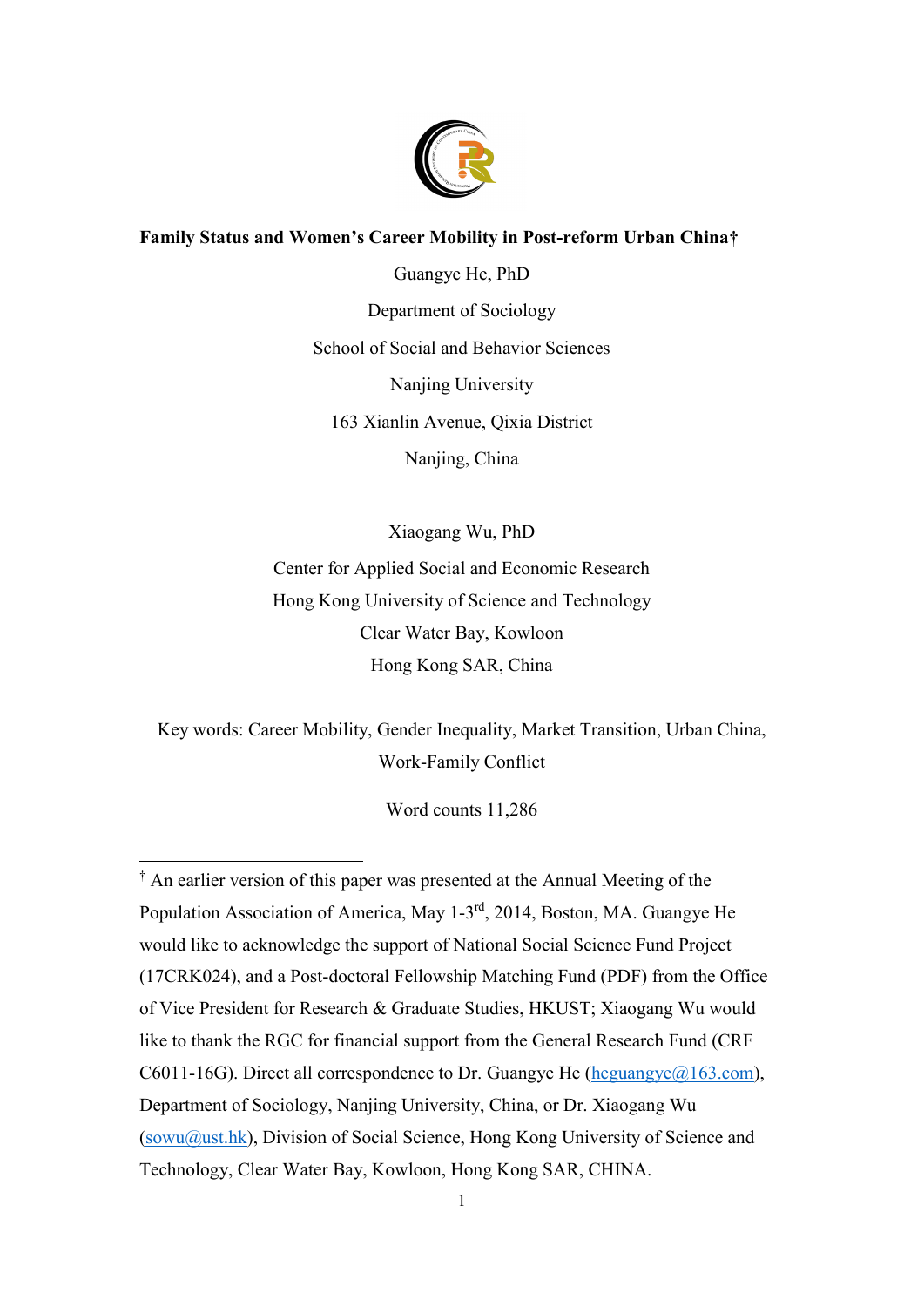# Family Status and Women's Career Mobility in Post-reform Urban China†

Guangye He, PhD

Department of Sociology

School of Social and Behavior Sciences

Nanjing University

163 Xianlin Avenue, Qixia District

Nanjing, China

Xiaogang Wu, PhD

Center for Applied Social and Economic Research

Hong Kong University of Science and Technology

Clear Water Bay, Kowloon

Hong Kong SAR, China

Key words: Career Mobility, Gender Inequality, Market Transition, Urban China, Work-Family Conflict

Word counts 11,286

---

† An earlier version of this paper was presented at the Annual Meeting of the Population Association of America, May 1-3rd, 2014, Boston, MA. Guangye He would like to acknowledge the support of National Social Science Fund Project (17CRK024), and a Post-doctoral Fellowship Matching Fund (PDF) from the Office of Vice President for Research & Graduate Studies, HKUST; Xiaogang Wu would like to thank the RGC for financial support from the General Research Fund (CRF C6011-16G). Direct all correspondence to Dr. Guangye He (heguangye@163.com), Department of Sociology, Nanjing University, China, or Dr. Xiaogang Wu (sowu@ust.hk), Division of Social Science, Hong Kong University of Science and Technology, Clear Water Bay, Kowloon, Hong Kong SAR, CHINA.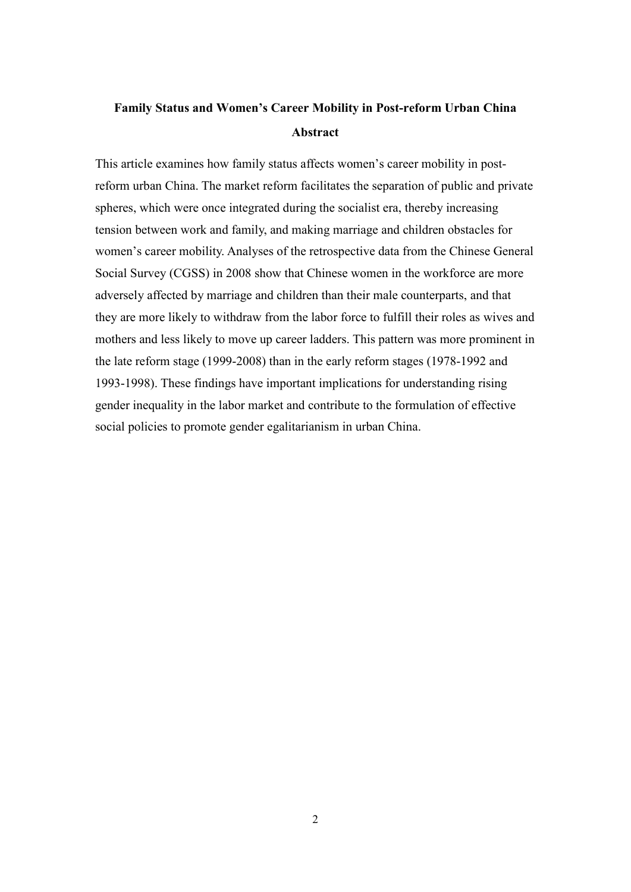# Family Status and Women's Career Mobility in Post-reform Urban China

## Abstract

This article examines how family status affects women's career mobility in post-reform urban China. The market reform facilitates the separation of public and private spheres, which were once integrated during the socialist era, thereby increasing tension between work and family, and making marriage and children obstacles for women's career mobility. Analyses of the retrospective data from the Chinese General Social Survey (CGSS) in 2008 show that Chinese women in the workforce are more adversely affected by marriage and children than their male counterparts, and that they are more likely to withdraw from the labor force to fulfill their roles as wives and mothers and less likely to move up career ladders. This pattern was more prominent in the late reform stage (1999-2008) than in the early reform stages (1978-1992 and 1993-1998). These findings have important implications for understanding rising gender inequality in the labor market and contribute to the formulation of effective social policies to promote gender egalitarianism in urban China.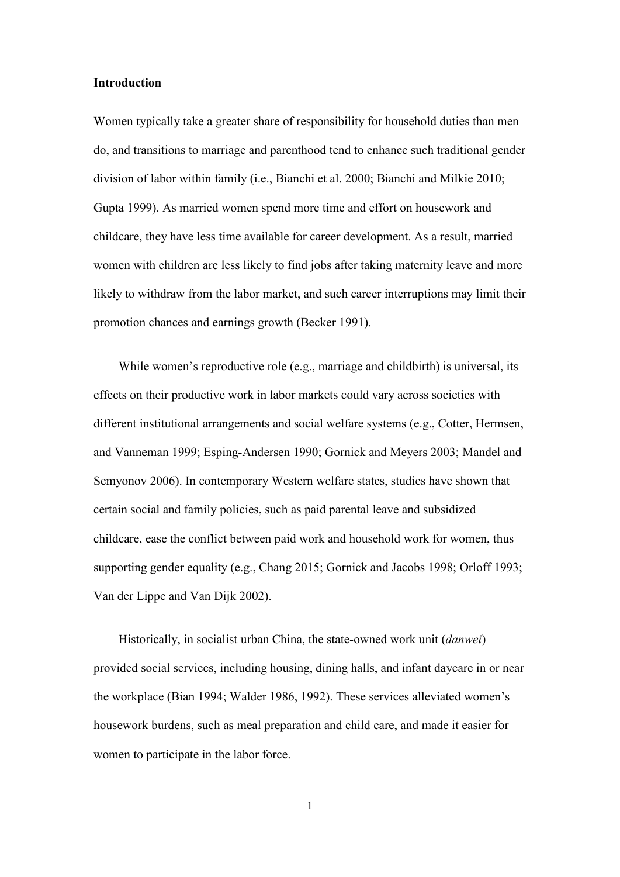## Introduction

Women typically take a greater share of responsibility for household duties than men do, and transitions to marriage and parenthood tend to enhance such traditional gender division of labor within family (i.e., Bianchi et al. 2000; Bianchi and Milkie 2010; Gupta 1999). As married women spend more time and effort on housework and childcare, they have less time available for career development. As a result, married women with children are less likely to find jobs after taking maternity leave and more likely to withdraw from the labor market, and such career interruptions may limit their promotion chances and earnings growth (Becker 1991).

While women's reproductive role (e.g., marriage and childbirth) is universal, its effects on their productive work in labor markets could vary across societies with different institutional arrangements and social welfare systems (e.g., Cotter, Hermsen, and Vanneman 1999; Esping-Andersen 1990; Gornick and Meyers 2003; Mandel and Semyonov 2006). In contemporary Western welfare states, studies have shown that certain social and family policies, such as paid parental leave and subsidized childcare, ease the conflict between paid work and household work for women, thus supporting gender equality (e.g., Chang 2015; Gornick and Jacobs 1998; Orloff 1993; Van der Lippe and Van Dijk 2002).

Historically, in socialist urban China, the state-owned work unit (*danwei*) provided social services, including housing, dining halls, and infant daycare in or near the workplace (Bian 1994; Walder 1986, 1992). These services alleviated women's housework burdens, such as meal preparation and child care, and made it easier for women to participate in the labor force.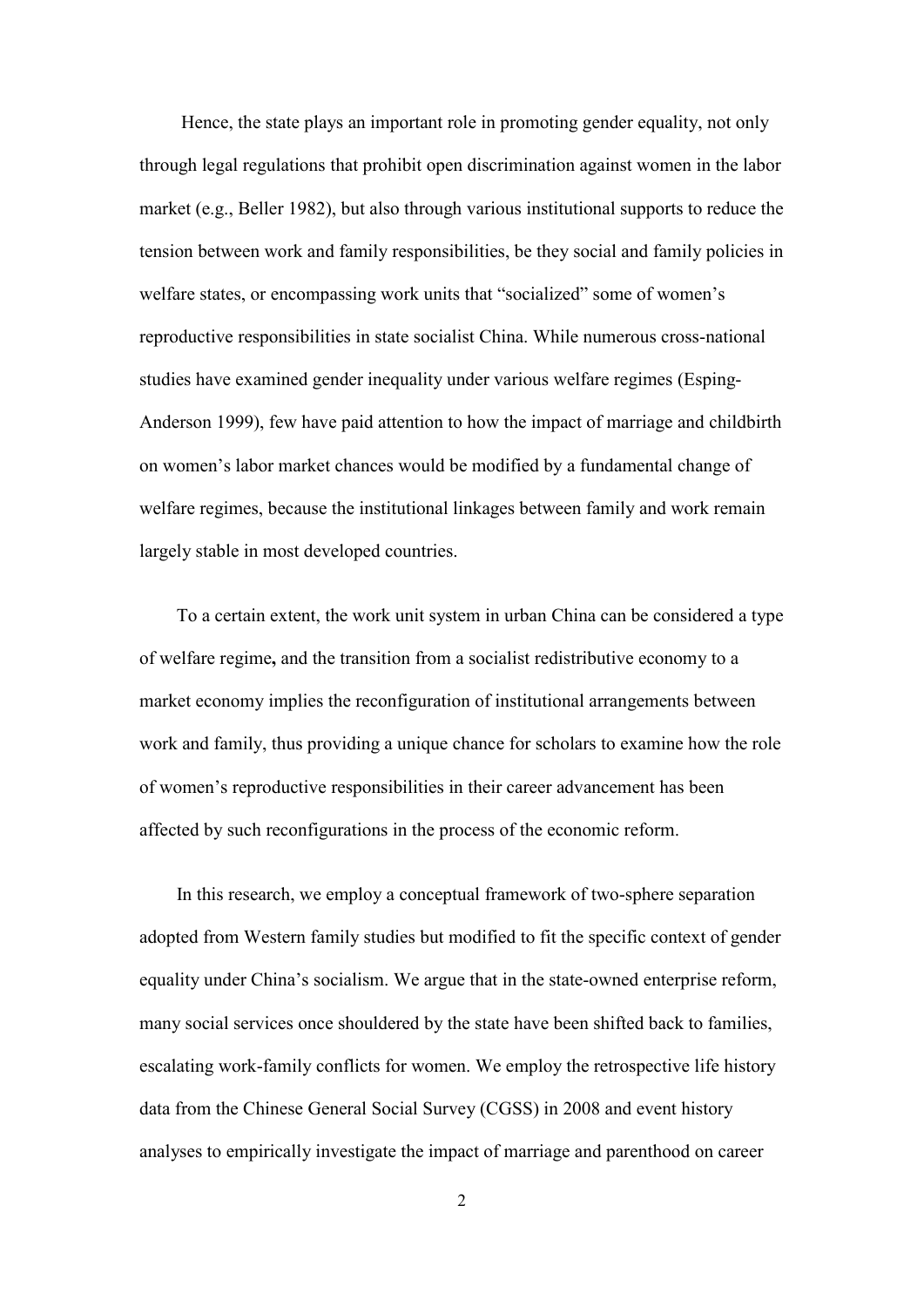Hence, the state plays an important role in promoting gender equality, not only through legal regulations that prohibit open discrimination against women in the labor market (e.g., Beller 1982), but also through various institutional supports to reduce the tension between work and family responsibilities, be they social and family policies in welfare states, or encompassing work units that "socialized" some of women's reproductive responsibilities in state socialist China. While numerous cross-national studies have examined gender inequality under various welfare regimes (Esping-Anderson 1999), few have paid attention to how the impact of marriage and childbirth on women's labor market chances would be modified by a fundamental change of welfare regimes, because the institutional linkages between family and work remain largely stable in most developed countries.

To a certain extent, the work unit system in urban China can be considered a type of welfare regime**,** and the transition from a socialist redistributive economy to a market economy implies the reconfiguration of institutional arrangements between work and family, thus providing a unique chance for scholars to examine how the role of women's reproductive responsibilities in their career advancement has been affected by such reconfigurations in the process of the economic reform.

In this research, we employ a conceptual framework of two-sphere separation adopted from Western family studies but modified to fit the specific context of gender equality under China's socialism. We argue that in the state-owned enterprise reform, many social services once shouldered by the state have been shifted back to families, escalating work-family conflicts for women. We employ the retrospective life history data from the Chinese General Social Survey (CGSS) in 2008 and event history analyses to empirically investigate the impact of marriage and parenthood on career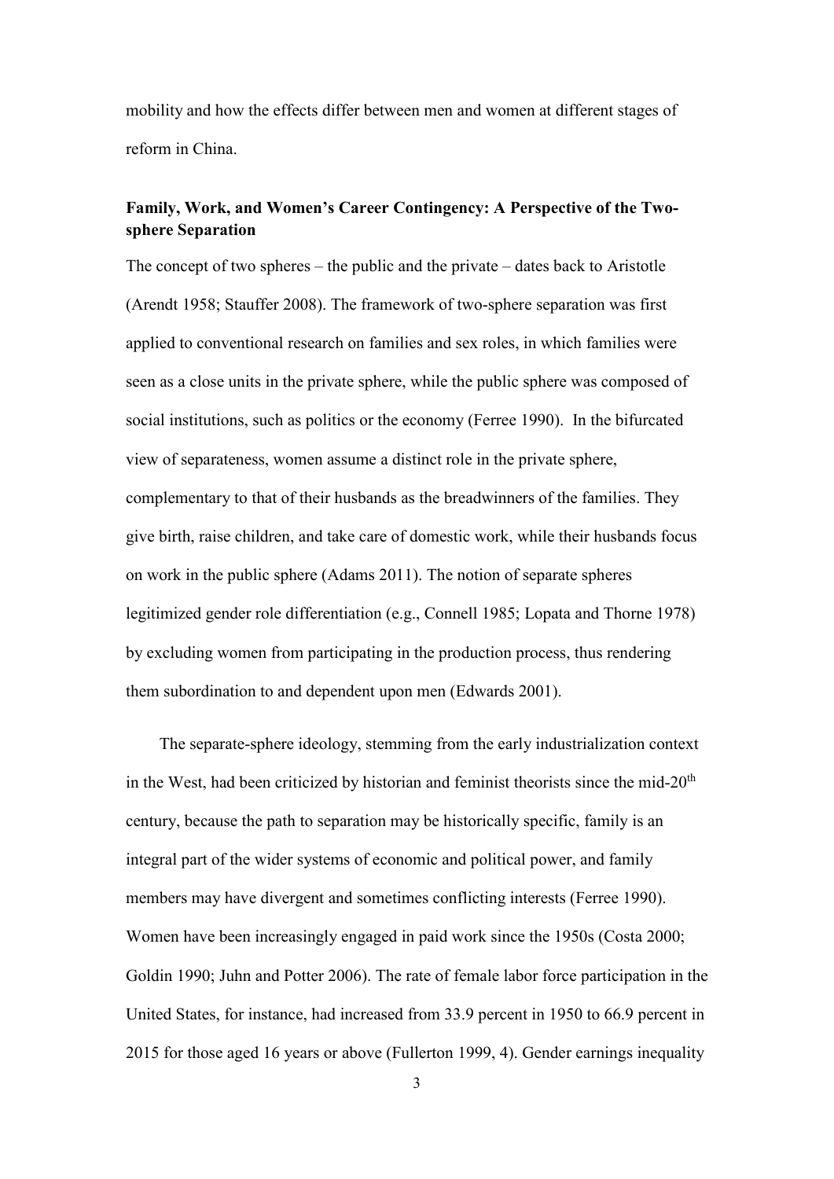mobility and how the effects differ between men and women at different stages of reform in China.

### Family, Work, and Women's Career Contingency: A Perspective of the Two-sphere Separation

The concept of two spheres – the public and the private – dates back to Aristotle (Arendt 1958; Stauffer 2008). The framework of two-sphere separation was first applied to conventional research on families and sex roles, in which families were seen as a close units in the private sphere, while the public sphere was composed of social institutions, such as politics or the economy (Ferree 1990). In the bifurcated view of separateness, women assume a distinct role in the private sphere, complementary to that of their husbands as the breadwinners of the families. They give birth, raise children, and take care of domestic work, while their husbands focus on work in the public sphere (Adams 2011). The notion of separate spheres legitimized gender role differentiation (e.g., Connell 1985; Lopata and Thorne 1978) by excluding women from participating in the production process, thus rendering them subordination to and dependent upon men (Edwards 2001).

The separate-sphere ideology, stemming from the early industrialization context in the West, had been criticized by historian and feminist theorists since the mid-20th century, because the path to separation may be historically specific, family is an integral part of the wider systems of economic and political power, and family members may have divergent and sometimes conflicting interests (Ferree 1990). Women have been increasingly engaged in paid work since the 1950s (Costa 2000; Goldin 1990; Juhn and Potter 2006). The rate of female labor force participation in the United States, for instance, had increased from 33.9 percent in 1950 to 66.9 percent in 2015 for those aged 16 years or above (Fullerton 1999, 4). Gender earnings inequality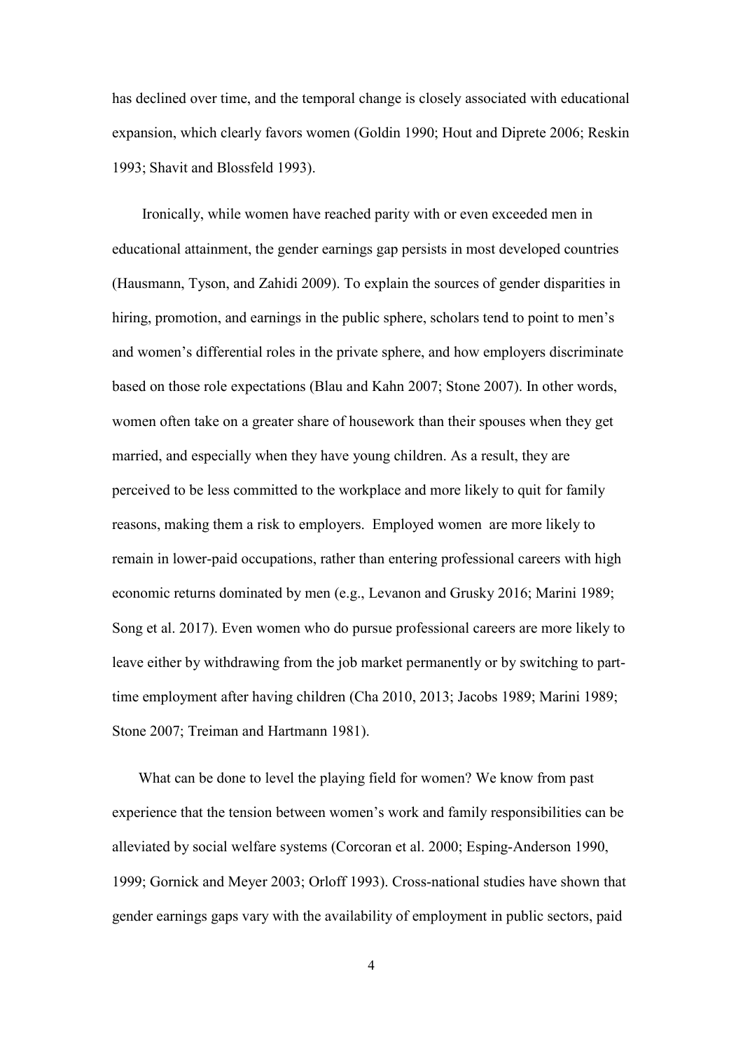has declined over time, and the temporal change is closely associated with educational expansion, which clearly favors women (Goldin 1990; Hout and Diprete 2006; Reskin 1993; Shavit and Blossfeld 1993).

Ironically, while women have reached parity with or even exceeded men in educational attainment, the gender earnings gap persists in most developed countries (Hausmann, Tyson, and Zahidi 2009). To explain the sources of gender disparities in hiring, promotion, and earnings in the public sphere, scholars tend to point to men's and women's differential roles in the private sphere, and how employers discriminate based on those role expectations (Blau and Kahn 2007; Stone 2007). In other words, women often take on a greater share of housework than their spouses when they get married, and especially when they have young children. As a result, they are perceived to be less committed to the workplace and more likely to quit for family reasons, making them a risk to employers. Employed women are more likely to remain in lower-paid occupations, rather than entering professional careers with high economic returns dominated by men (e.g., Levanon and Grusky 2016; Marini 1989; Song et al. 2017). Even women who do pursue professional careers are more likely to leave either by withdrawing from the job market permanently or by switching to part-time employment after having children (Cha 2010, 2013; Jacobs 1989; Marini 1989; Stone 2007; Treiman and Hartmann 1981).

What can be done to level the playing field for women? We know from past experience that the tension between women's work and family responsibilities can be alleviated by social welfare systems (Corcoran et al. 2000; Esping-Anderson 1990, 1999; Gornick and Meyer 2003; Orloff 1993). Cross-national studies have shown that gender earnings gaps vary with the availability of employment in public sectors, paid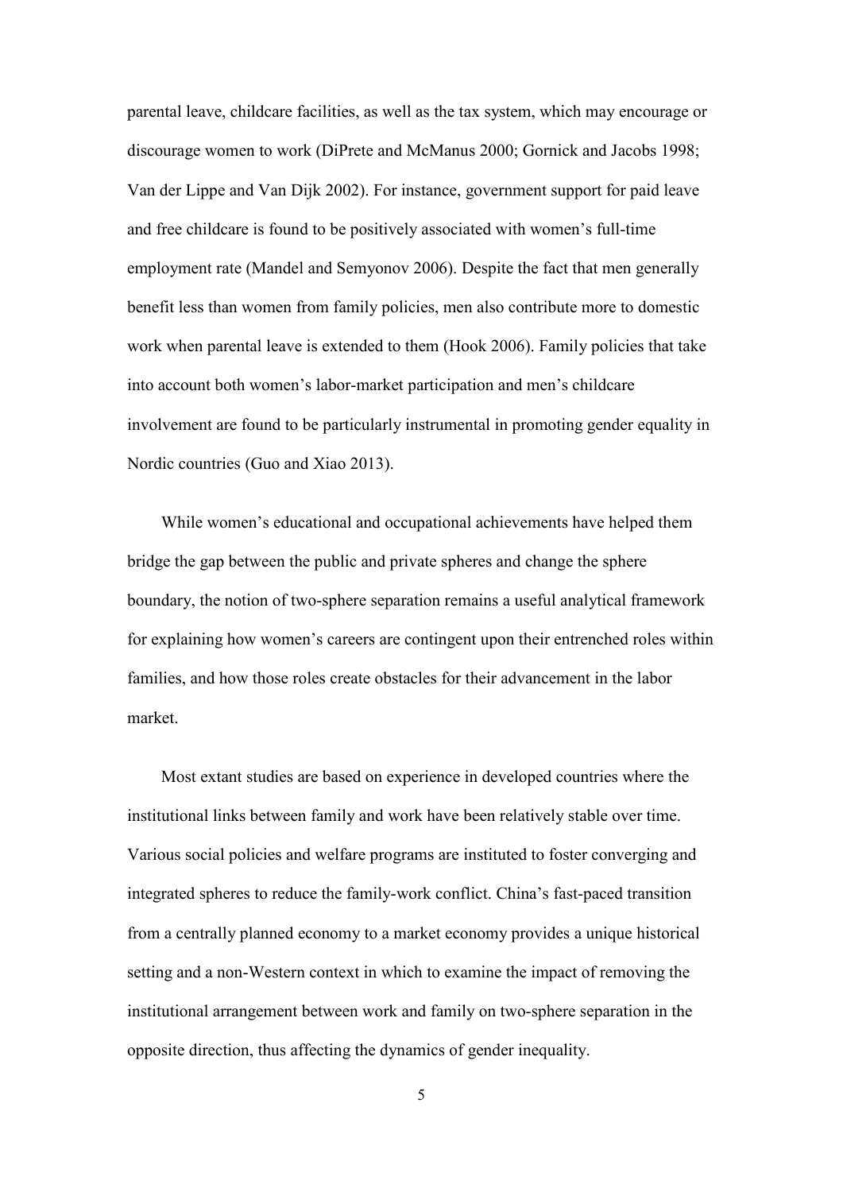parental leave, childcare facilities, as well as the tax system, which may encourage or discourage women to work (DiPrete and McManus 2000; Gornick and Jacobs 1998; Van der Lippe and Van Dijk 2002). For instance, government support for paid leave and free childcare is found to be positively associated with women's full-time employment rate (Mandel and Semyonov 2006). Despite the fact that men generally benefit less than women from family policies, men also contribute more to domestic work when parental leave is extended to them (Hook 2006). Family policies that take into account both women's labor-market participation and men's childcare involvement are found to be particularly instrumental in promoting gender equality in Nordic countries (Guo and Xiao 2013).

While women's educational and occupational achievements have helped them bridge the gap between the public and private spheres and change the sphere boundary, the notion of two-sphere separation remains a useful analytical framework for explaining how women's careers are contingent upon their entrenched roles within families, and how those roles create obstacles for their advancement in the labor market.

Most extant studies are based on experience in developed countries where the institutional links between family and work have been relatively stable over time. Various social policies and welfare programs are instituted to foster converging and integrated spheres to reduce the family-work conflict. China's fast-paced transition from a centrally planned economy to a market economy provides a unique historical setting and a non-Western context in which to examine the impact of removing the institutional arrangement between work and family on two-sphere separation in the opposite direction, thus affecting the dynamics of gender inequality.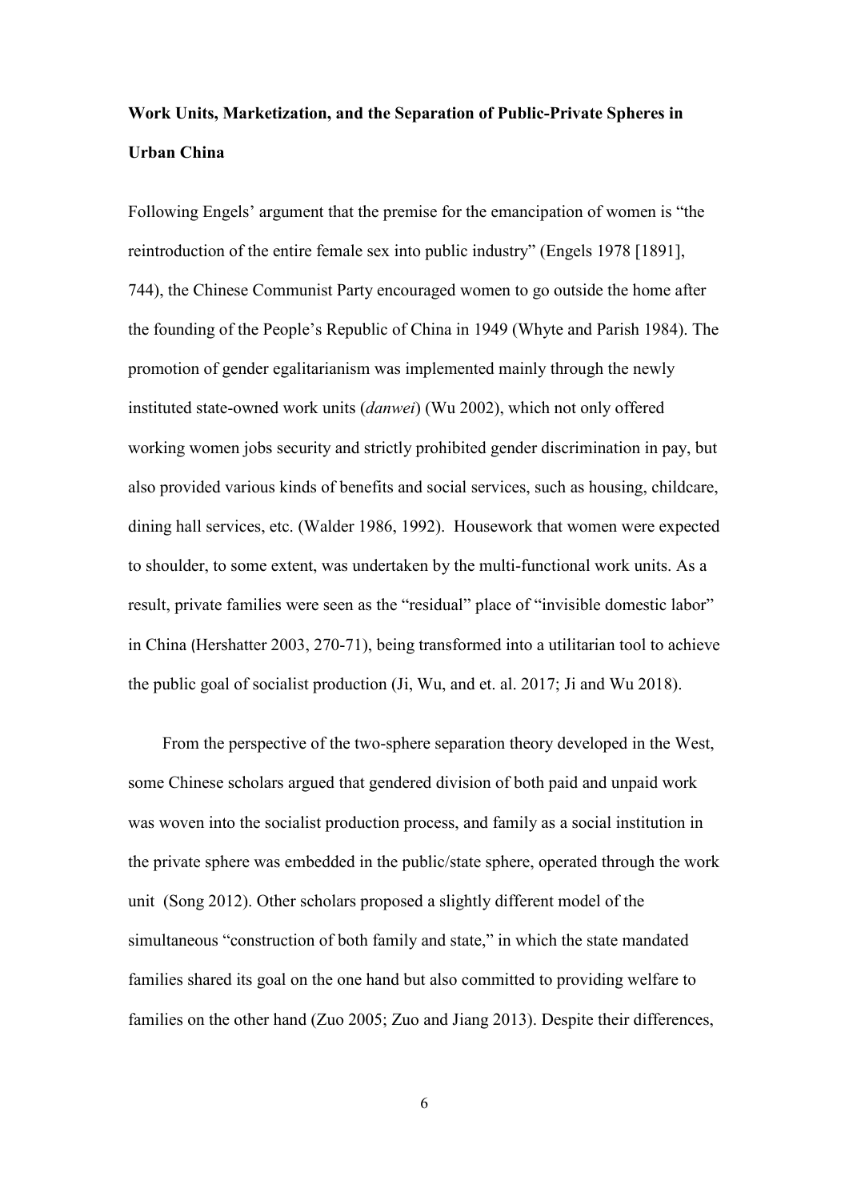**Work Units, Marketization, and the Separation of Public-Private Spheres in Urban China**

Following Engels' argument that the premise for the emancipation of women is "the reintroduction of the entire female sex into public industry" (Engels 1978 [1891], 744), the Chinese Communist Party encouraged women to go outside the home after the founding of the People's Republic of China in 1949 (Whyte and Parish 1984). The promotion of gender egalitarianism was implemented mainly through the newly instituted state-owned work units (*danwei*) (Wu 2002), which not only offered working women jobs security and strictly prohibited gender discrimination in pay, but also provided various kinds of benefits and social services, such as housing, childcare, dining hall services, etc. (Walder 1986, 1992). Housework that women were expected to shoulder, to some extent, was undertaken by the multi-functional work units. As a result, private families were seen as the "residual" place of "invisible domestic labor" in China (Hershatter 2003, 270-71), being transformed into a utilitarian tool to achieve the public goal of socialist production (Ji, Wu, and et. al. 2017; Ji and Wu 2018).

From the perspective of the two-sphere separation theory developed in the West, some Chinese scholars argued that gendered division of both paid and unpaid work was woven into the socialist production process, and family as a social institution in the private sphere was embedded in the public/state sphere, operated through the work unit (Song 2012). Other scholars proposed a slightly different model of the simultaneous "construction of both family and state," in which the state mandated families shared its goal on the one hand but also committed to providing welfare to families on the other hand (Zuo 2005; Zuo and Jiang 2013). Despite their differences,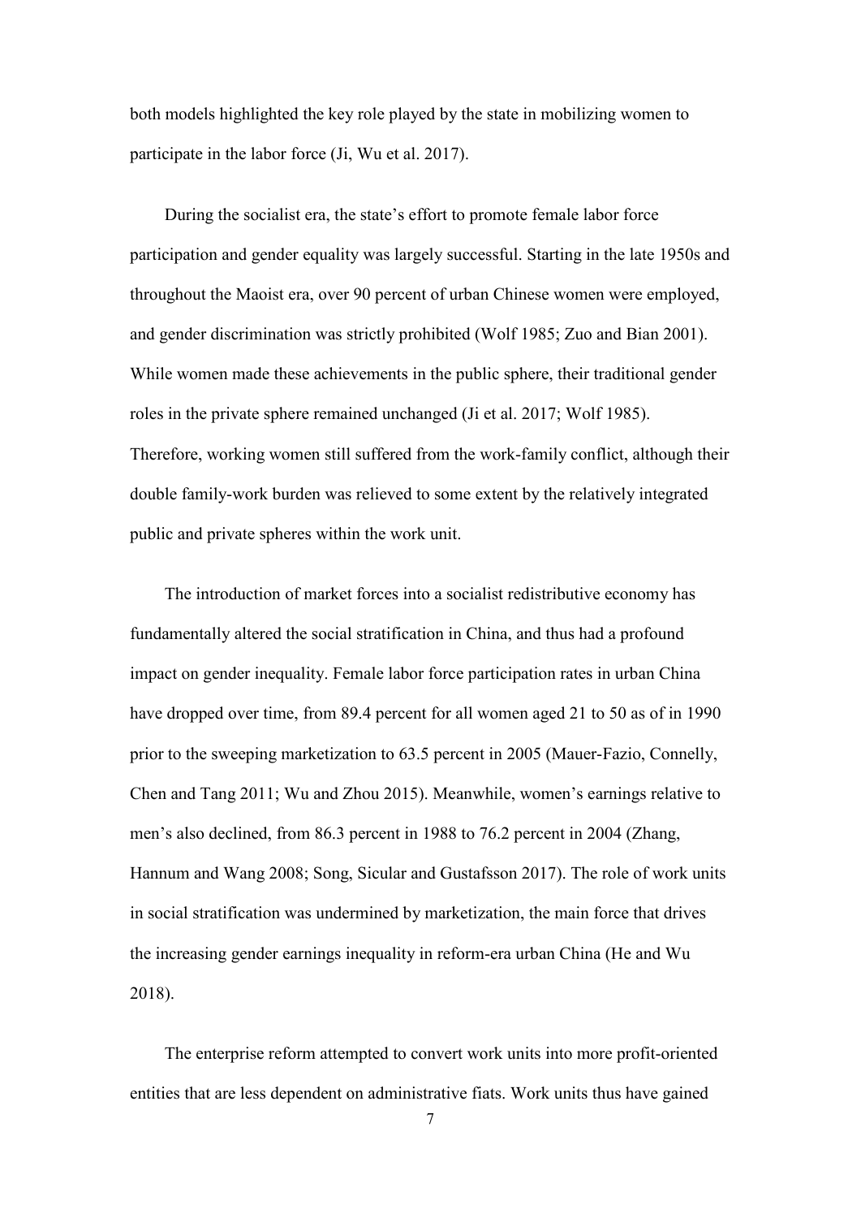both models highlighted the key role played by the state in mobilizing women to participate in the labor force (Ji, Wu et al. 2017).

During the socialist era, the state's effort to promote female labor force participation and gender equality was largely successful. Starting in the late 1950s and throughout the Maoist era, over 90 percent of urban Chinese women were employed, and gender discrimination was strictly prohibited (Wolf 1985; Zuo and Bian 2001). While women made these achievements in the public sphere, their traditional gender roles in the private sphere remained unchanged (Ji et al. 2017; Wolf 1985). Therefore, working women still suffered from the work-family conflict, although their double family-work burden was relieved to some extent by the relatively integrated public and private spheres within the work unit.

The introduction of market forces into a socialist redistributive economy has fundamentally altered the social stratification in China, and thus had a profound impact on gender inequality. Female labor force participation rates in urban China have dropped over time, from 89.4 percent for all women aged 21 to 50 as of in 1990 prior to the sweeping marketization to 63.5 percent in 2005 (Mauer-Fazio, Connelly, Chen and Tang 2011; Wu and Zhou 2015). Meanwhile, women's earnings relative to men's also declined, from 86.3 percent in 1988 to 76.2 percent in 2004 (Zhang, Hannum and Wang 2008; Song, Sicular and Gustafsson 2017). The role of work units in social stratification was undermined by marketization, the main force that drives the increasing gender earnings inequality in reform-era urban China (He and Wu 2018).

The enterprise reform attempted to convert work units into more profit-oriented entities that are less dependent on administrative fiats. Work units thus have gained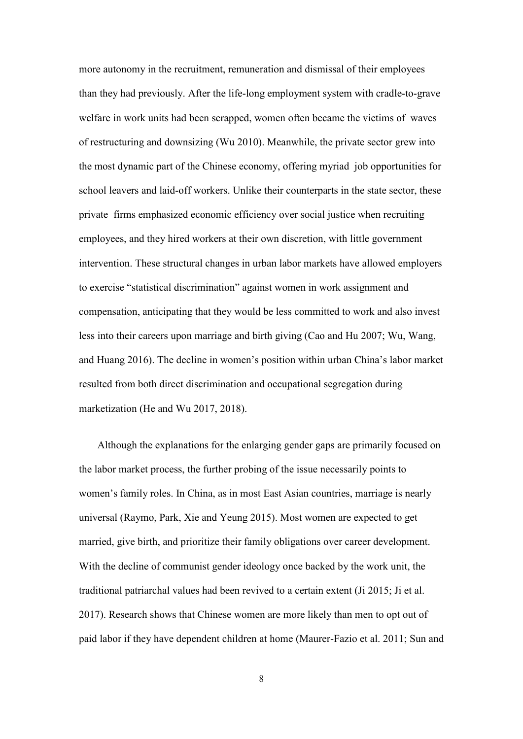more autonomy in the recruitment, remuneration and dismissal of their employees than they had previously. After the life-long employment system with cradle-to-grave welfare in work units had been scrapped, women often became the victims of waves of restructuring and downsizing (Wu 2010). Meanwhile, the private sector grew into the most dynamic part of the Chinese economy, offering myriad job opportunities for school leavers and laid-off workers. Unlike their counterparts in the state sector, these private firms emphasized economic efficiency over social justice when recruiting employees, and they hired workers at their own discretion, with little government intervention. These structural changes in urban labor markets have allowed employers to exercise "statistical discrimination" against women in work assignment and compensation, anticipating that they would be less committed to work and also invest less into their careers upon marriage and birth giving (Cao and Hu 2007; Wu, Wang, and Huang 2016). The decline in women's position within urban China's labor market resulted from both direct discrimination and occupational segregation during marketization (He and Wu 2017, 2018).

Although the explanations for the enlarging gender gaps are primarily focused on the labor market process, the further probing of the issue necessarily points to women's family roles. In China, as in most East Asian countries, marriage is nearly universal (Raymo, Park, Xie and Yeung 2015). Most women are expected to get married, give birth, and prioritize their family obligations over career development. With the decline of communist gender ideology once backed by the work unit, the traditional patriarchal values had been revived to a certain extent (Ji 2015; Ji et al. 2017). Research shows that Chinese women are more likely than men to opt out of paid labor if they have dependent children at home (Maurer-Fazio et al. 2011; Sun and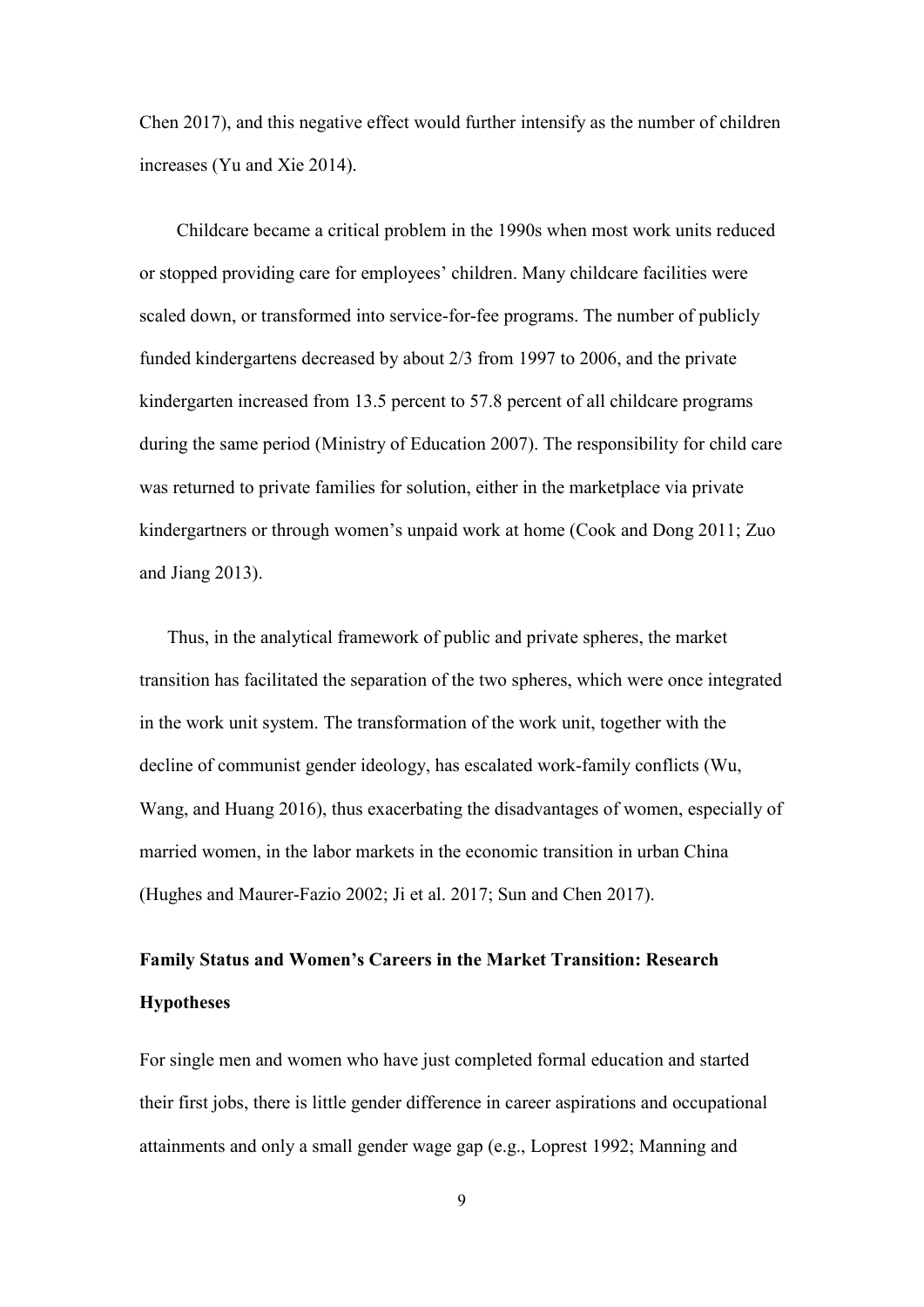Chen 2017), and this negative effect would further intensify as the number of children increases (Yu and Xie 2014).

Childcare became a critical problem in the 1990s when most work units reduced or stopped providing care for employees' children. Many childcare facilities were scaled down, or transformed into service-for-fee programs. The number of publicly funded kindergartens decreased by about 2/3 from 1997 to 2006, and the private kindergarten increased from 13.5 percent to 57.8 percent of all childcare programs during the same period (Ministry of Education 2007). The responsibility for child care was returned to private families for solution, either in the marketplace via private kindergartners or through women's unpaid work at home (Cook and Dong 2011; Zuo and Jiang 2013).

Thus, in the analytical framework of public and private spheres, the market transition has facilitated the separation of the two spheres, which were once integrated in the work unit system. The transformation of the work unit, together with the decline of communist gender ideology, has escalated work-family conflicts (Wu, Wang, and Huang 2016), thus exacerbating the disadvantages of women, especially of married women, in the labor markets in the economic transition in urban China (Hughes and Maurer-Fazio 2002; Ji et al. 2017; Sun and Chen 2017).

## Family Status and Women's Careers in the Market Transition: Research Hypotheses

For single men and women who have just completed formal education and started their first jobs, there is little gender difference in career aspirations and occupational attainments and only a small gender wage gap (e.g., Loprest 1992; Manning and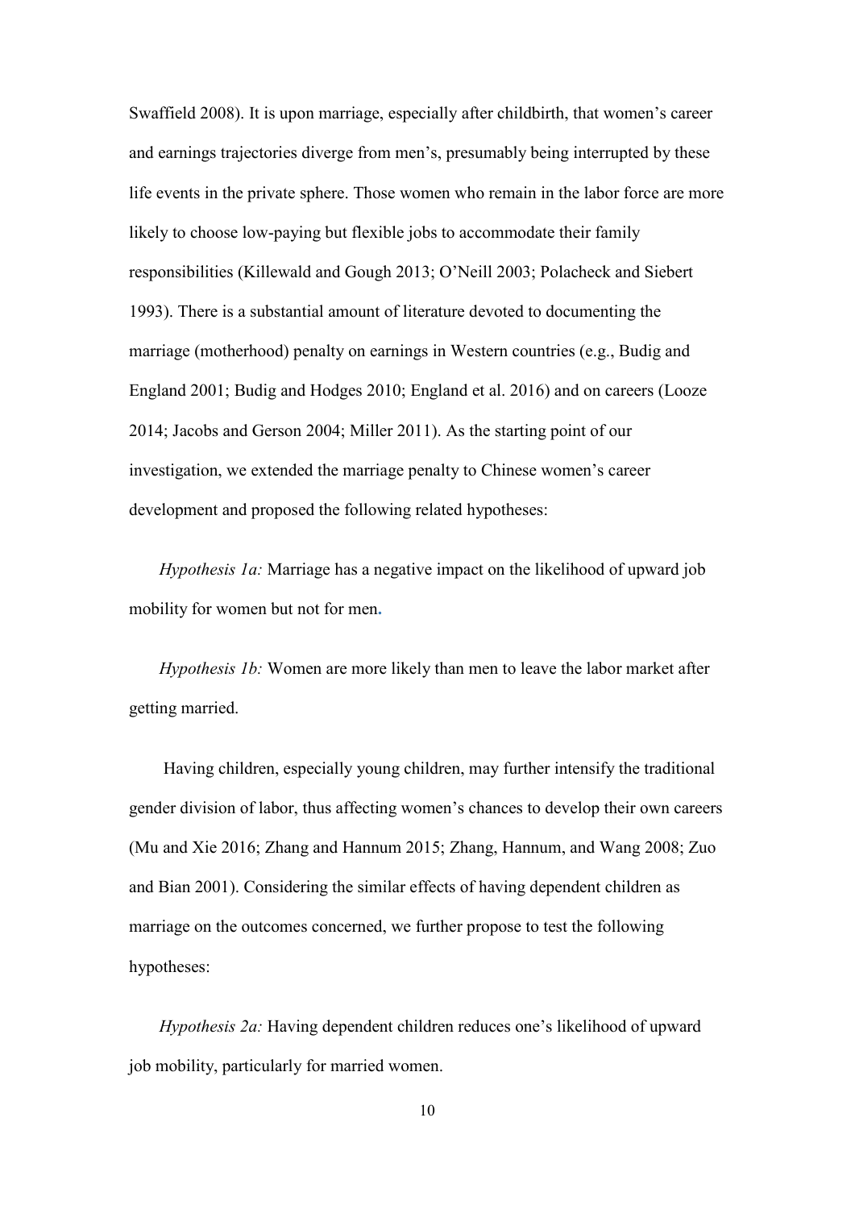Swaffield 2008). It is upon marriage, especially after childbirth, that women's career and earnings trajectories diverge from men's, presumably being interrupted by these life events in the private sphere. Those women who remain in the labor force are more likely to choose low-paying but flexible jobs to accommodate their family responsibilities (Killewald and Gough 2013; O'Neill 2003; Polacheck and Siebert 1993). There is a substantial amount of literature devoted to documenting the marriage (motherhood) penalty on earnings in Western countries (e.g., Budig and England 2001; Budig and Hodges 2010; England et al. 2016) and on careers (Looze 2014; Jacobs and Gerson 2004; Miller 2011). As the starting point of our investigation, we extended the marriage penalty to Chinese women's career development and proposed the following related hypotheses:

*Hypothesis 1a:* Marriage has a negative impact on the likelihood of upward job mobility for women but not for men.

*Hypothesis 1b:* Women are more likely than men to leave the labor market after getting married.

Having children, especially young children, may further intensify the traditional gender division of labor, thus affecting women's chances to develop their own careers (Mu and Xie 2016; Zhang and Hannum 2015; Zhang, Hannum, and Wang 2008; Zuo and Bian 2001). Considering the similar effects of having dependent children as marriage on the outcomes concerned, we further propose to test the following hypotheses:

*Hypothesis 2a:* Having dependent children reduces one's likelihood of upward job mobility, particularly for married women.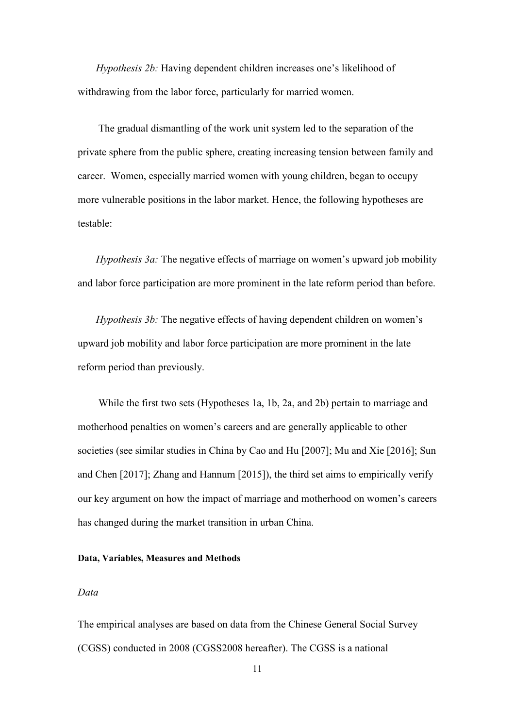*Hypothesis 2b:* Having dependent children increases one's likelihood of withdrawing from the labor force, particularly for married women.

The gradual dismantling of the work unit system led to the separation of the private sphere from the public sphere, creating increasing tension between family and career. Women, especially married women with young children, began to occupy more vulnerable positions in the labor market. Hence, the following hypotheses are testable:

*Hypothesis 3a:* The negative effects of marriage on women's upward job mobility and labor force participation are more prominent in the late reform period than before.

*Hypothesis 3b:* The negative effects of having dependent children on women's upward job mobility and labor force participation are more prominent in the late reform period than previously.

While the first two sets (Hypotheses 1a, 1b, 2a, and 2b) pertain to marriage and motherhood penalties on women's careers and are generally applicable to other societies (see similar studies in China by Cao and Hu [2007]; Mu and Xie [2016]; Sun and Chen [2017]; Zhang and Hannum [2015]), the third set aims to empirically verify our key argument on how the impact of marriage and motherhood on women's careers has changed during the market transition in urban China.

**Data, Variables, Measures and Methods**

*Data*

The empirical analyses are based on data from the Chinese General Social Survey (CGSS) conducted in 2008 (CGSS2008 hereafter). The CGSS is a national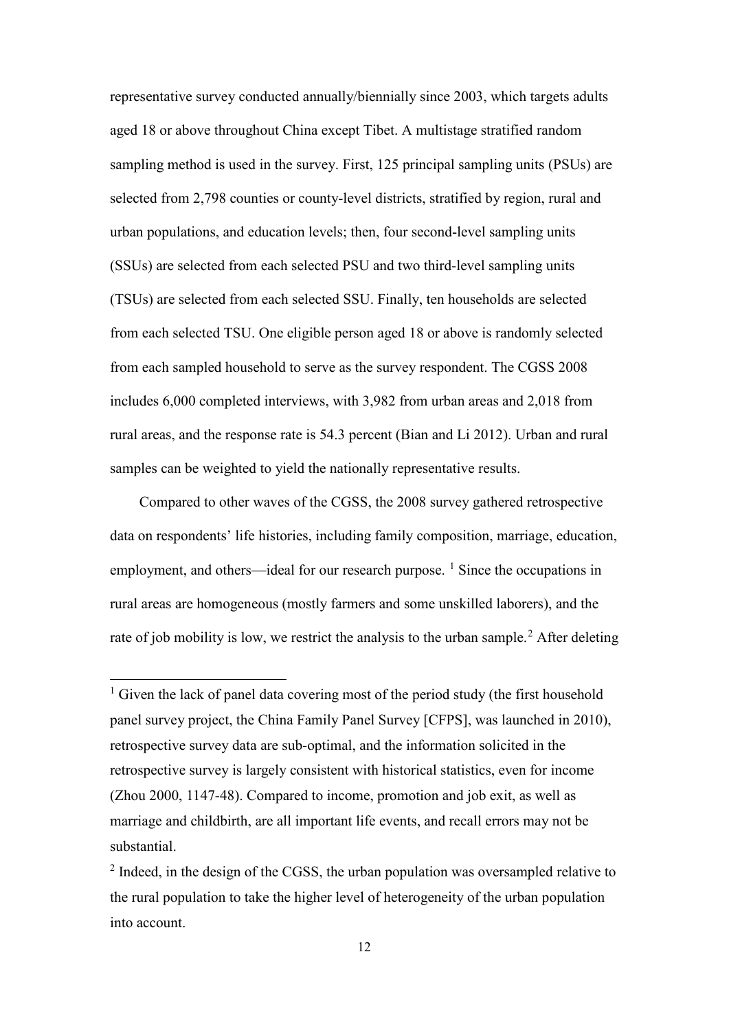representative survey conducted annually/biennially since 2003, which targets adults aged 18 or above throughout China except Tibet. A multistage stratified random sampling method is used in the survey. First, 125 principal sampling units (PSUs) are selected from 2,798 counties or county-level districts, stratified by region, rural and urban populations, and education levels; then, four second-level sampling units (SSUs) are selected from each selected PSU and two third-level sampling units (TSUs) are selected from each selected SSU. Finally, ten households are selected from each selected TSU. One eligible person aged 18 or above is randomly selected from each sampled household to serve as the survey respondent. The CGSS 2008 includes 6,000 completed interviews, with 3,982 from urban areas and 2,018 from rural areas, and the response rate is 54.3 percent (Bian and Li 2012). Urban and rural samples can be weighted to yield the nationally representative results.

Compared to other waves of the CGSS, the 2008 survey gathered retrospective data on respondents' life histories, including family composition, marriage, education, employment, and others—ideal for our research purpose. [1] Since the occupations in rural areas are homogeneous (mostly farmers and some unskilled laborers), and the rate of job mobility is low, we restrict the analysis to the urban sample.[2] After deleting

[1] Given the lack of panel data covering most of the period study (the first household panel survey project, the China Family Panel Survey [CFPS], was launched in 2010), retrospective survey data are sub-optimal, and the information solicited in the retrospective survey is largely consistent with historical statistics, even for income (Zhou 2000, 1147-48). Compared to income, promotion and job exit, as well as marriage and childbirth, are all important life events, and recall errors may not be substantial.

[2] Indeed, in the design of the CGSS, the urban population was oversampled relative to the rural population to take the higher level of heterogeneity of the urban population into account.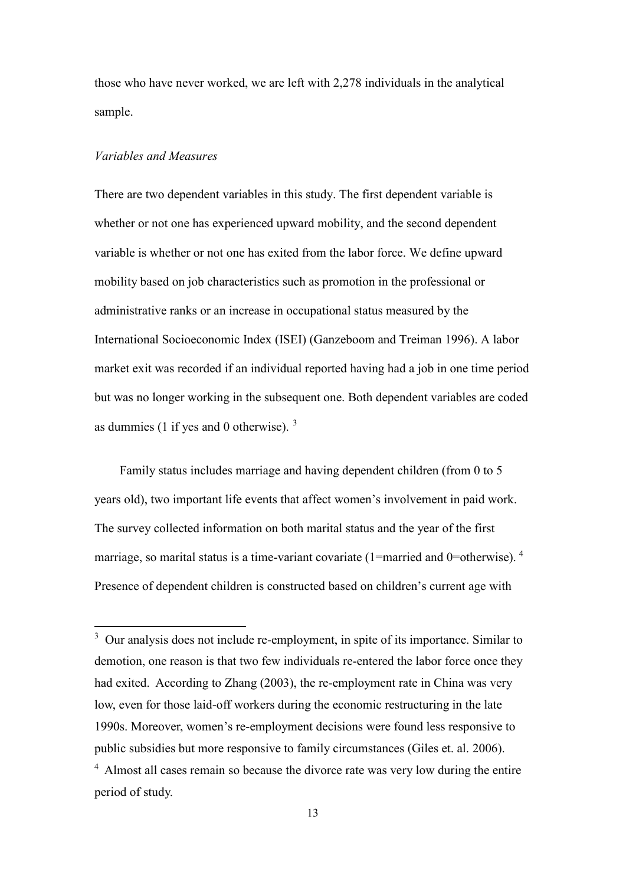those who have never worked, we are left with 2,278 individuals in the analytical sample.

*Variables and Measures*

There are two dependent variables in this study. The first dependent variable is whether or not one has experienced upward mobility, and the second dependent variable is whether or not one has exited from the labor force. We define upward mobility based on job characteristics such as promotion in the professional or administrative ranks or an increase in occupational status measured by the International Socioeconomic Index (ISEI) (Ganzeboom and Treiman 1996). A labor market exit was recorded if an individual reported having had a job in one time period but was no longer working in the subsequent one. Both dependent variables are coded as dummies (1 if yes and 0 otherwise). [3]

Family status includes marriage and having dependent children (from 0 to 5 years old), two important life events that affect women's involvement in paid work. The survey collected information on both marital status and the year of the first marriage, so marital status is a time-variant covariate (1=married and 0=otherwise). [4] Presence of dependent children is constructed based on children's current age with

---

[3] Our analysis does not include re-employment, in spite of its importance. Similar to demotion, one reason is that two few individuals re-entered the labor force once they had exited. According to Zhang (2003), the re-employment rate in China was very low, even for those laid-off workers during the economic restructuring in the late 1990s. Moreover, women's re-employment decisions were found less responsive to public subsidies but more responsive to family circumstances (Giles et. al. 2006).

[4] Almost all cases remain so because the divorce rate was very low during the entire period of study.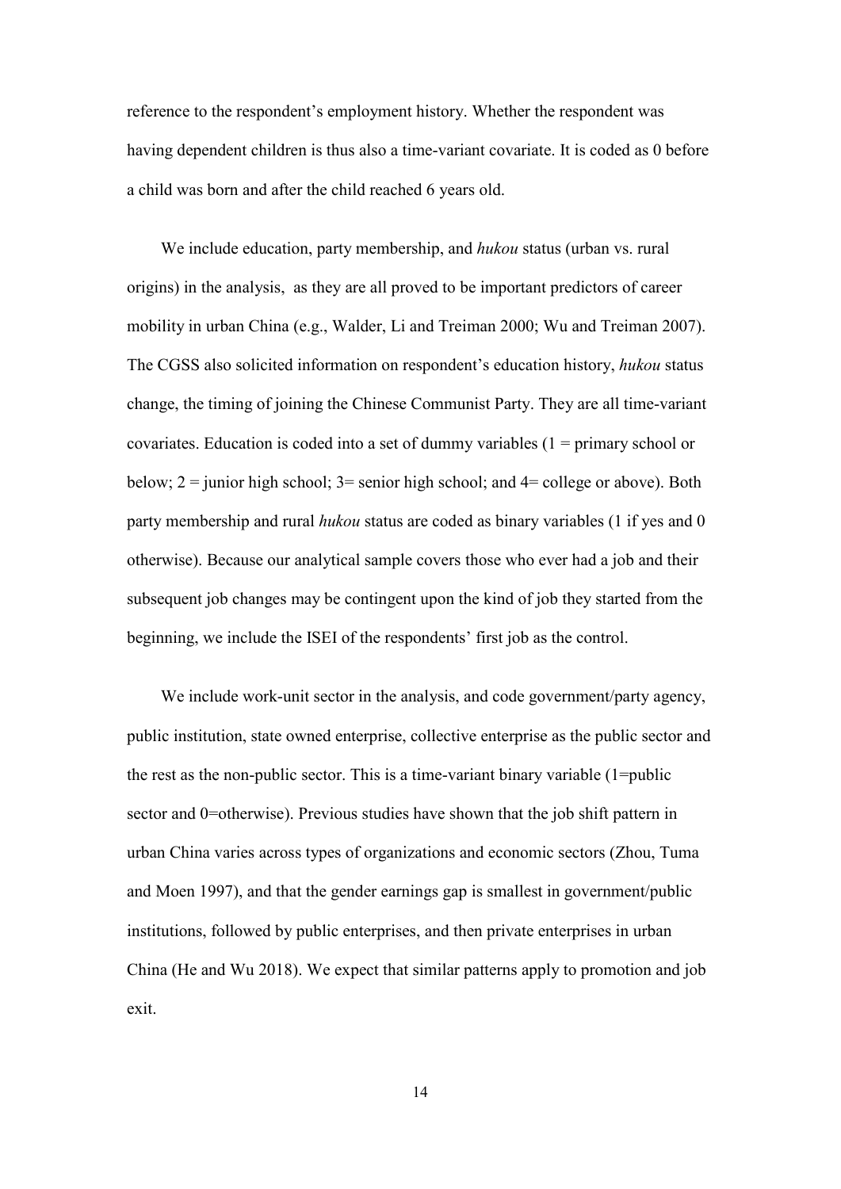reference to the respondent's employment history. Whether the respondent was having dependent children is thus also a time-variant covariate. It is coded as 0 before a child was born and after the child reached 6 years old.

We include education, party membership, and *hukou* status (urban vs. rural origins) in the analysis,  as they are all proved to be important predictors of career mobility in urban China (e.g., Walder, Li and Treiman 2000; Wu and Treiman 2007). The CGSS also solicited information on respondent's education history, *hukou* status change, the timing of joining the Chinese Communist Party. They are all time-variant covariates. Education is coded into a set of dummy variables (1 = primary school or below; 2 = junior high school; 3= senior high school; and 4= college or above). Both party membership and rural *hukou* status are coded as binary variables (1 if yes and 0 otherwise). Because our analytical sample covers those who ever had a job and their subsequent job changes may be contingent upon the kind of job they started from the beginning, we include the ISEI of the respondents' first job as the control.

We include work-unit sector in the analysis, and code government/party agency, public institution, state owned enterprise, collective enterprise as the public sector and the rest as the non-public sector. This is a time-variant binary variable (1=public sector and 0=otherwise). Previous studies have shown that the job shift pattern in urban China varies across types of organizations and economic sectors (Zhou, Tuma and Moen 1997), and that the gender earnings gap is smallest in government/public institutions, followed by public enterprises, and then private enterprises in urban China (He and Wu 2018). We expect that similar patterns apply to promotion and job exit.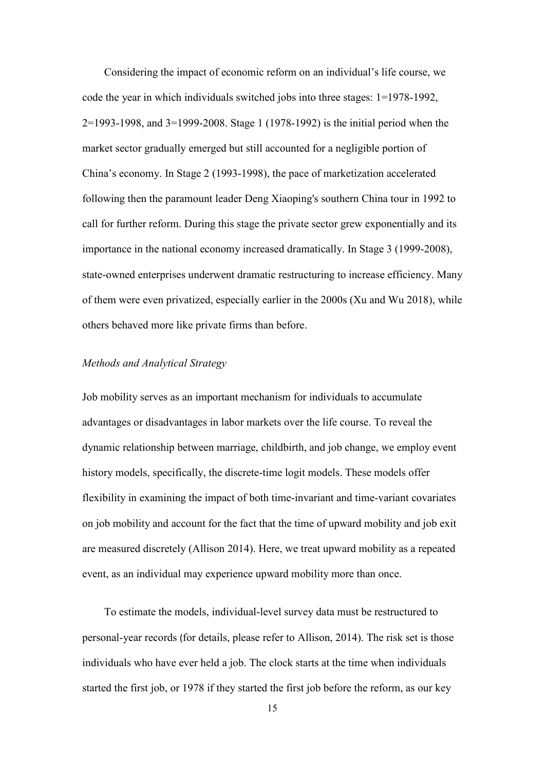Considering the impact of economic reform on an individual's life course, we code the year in which individuals switched jobs into three stages: 1=1978-1992, 2=1993-1998, and 3=1999-2008. Stage 1 (1978-1992) is the initial period when the market sector gradually emerged but still accounted for a negligible portion of China's economy. In Stage 2 (1993-1998), the pace of marketization accelerated following then the paramount leader Deng Xiaoping's southern China tour in 1992 to call for further reform. During this stage the private sector grew exponentially and its importance in the national economy increased dramatically. In Stage 3 (1999-2008), state-owned enterprises underwent dramatic restructuring to increase efficiency. Many of them were even privatized, especially earlier in the 2000s (Xu and Wu 2018), while others behaved more like private firms than before.

*Methods and Analytical Strategy*

Job mobility serves as an important mechanism for individuals to accumulate advantages or disadvantages in labor markets over the life course. To reveal the dynamic relationship between marriage, childbirth, and job change, we employ event history models, specifically, the discrete-time logit models. These models offer flexibility in examining the impact of both time-invariant and time-variant covariates on job mobility and account for the fact that the time of upward mobility and job exit are measured discretely (Allison 2014). Here, we treat upward mobility as a repeated event, as an individual may experience upward mobility more than once.

To estimate the models, individual-level survey data must be restructured to personal-year records (for details, please refer to Allison, 2014). The risk set is those individuals who have ever held a job. The clock starts at the time when individuals started the first job, or 1978 if they started the first job before the reform, as our key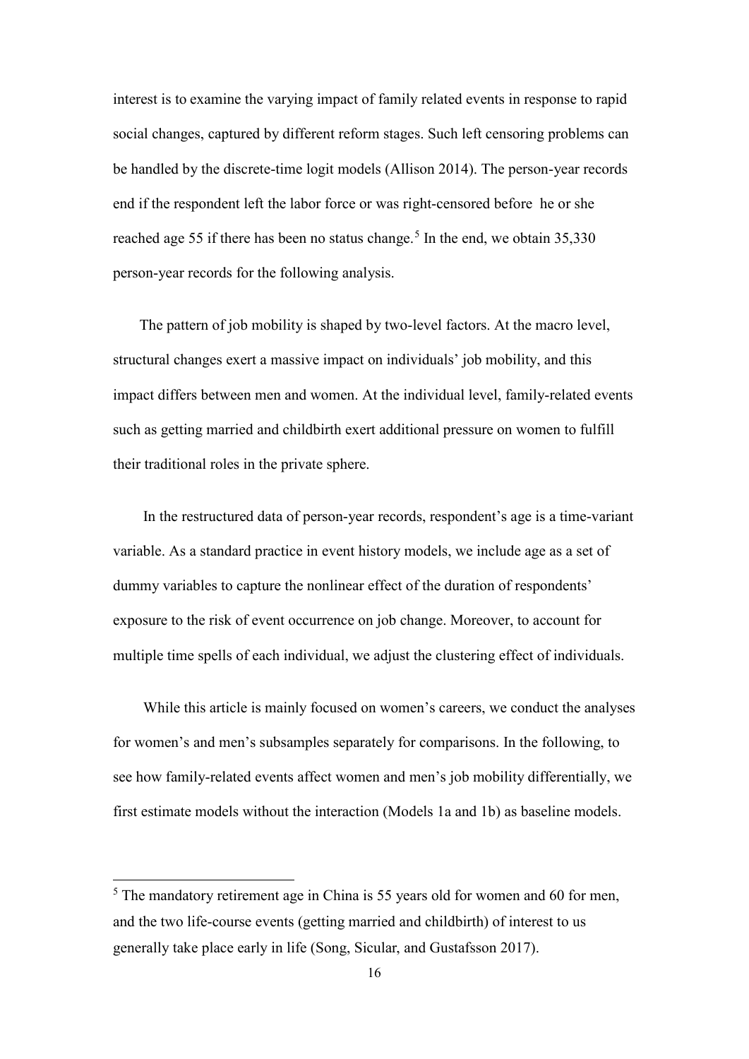interest is to examine the varying impact of family related events in response to rapid social changes, captured by different reform stages. Such left censoring problems can be handled by the discrete-time logit models (Allison 2014). The person-year records end if the respondent left the labor force or was right-censored before he or she reached age 55 if there has been no status change.[5] In the end, we obtain 35,330 person-year records for the following analysis.

The pattern of job mobility is shaped by two-level factors. At the macro level, structural changes exert a massive impact on individuals' job mobility, and this impact differs between men and women. At the individual level, family-related events such as getting married and childbirth exert additional pressure on women to fulfill their traditional roles in the private sphere.

In the restructured data of person-year records, respondent's age is a time-variant variable. As a standard practice in event history models, we include age as a set of dummy variables to capture the nonlinear effect of the duration of respondents' exposure to the risk of event occurrence on job change. Moreover, to account for multiple time spells of each individual, we adjust the clustering effect of individuals.

While this article is mainly focused on women's careers, we conduct the analyses for women's and men's subsamples separately for comparisons. In the following, to see how family-related events affect women and men's job mobility differentially, we first estimate models without the interaction (Models 1a and 1b) as baseline models.

[5] The mandatory retirement age in China is 55 years old for women and 60 for men, and the two life-course events (getting married and childbirth) of interest to us generally take place early in life (Song, Sicular, and Gustafsson 2017).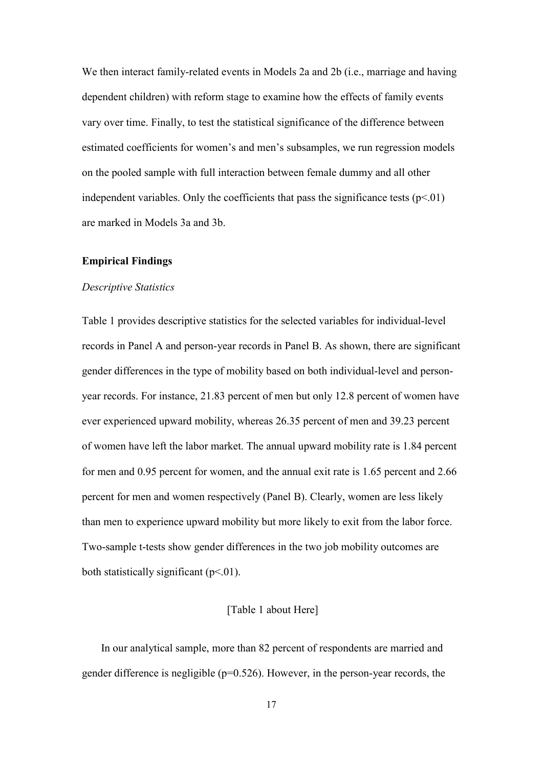We then interact family-related events in Models 2a and 2b (i.e., marriage and having dependent children) with reform stage to examine how the effects of family events vary over time. Finally, to test the statistical significance of the difference between estimated coefficients for women's and men's subsamples, we run regression models on the pooled sample with full interaction between female dummy and all other independent variables. Only the coefficients that pass the significance tests ($p<.01$) are marked in Models 3a and 3b.

**Empirical Findings**

*Descriptive Statistics*

Table 1 provides descriptive statistics for the selected variables for individual-level records in Panel A and person-year records in Panel B. As shown, there are significant gender differences in the type of mobility based on both individual-level and person-year records. For instance, 21.83 percent of men but only 12.8 percent of women have ever experienced upward mobility, whereas 26.35 percent of men and 39.23 percent of women have left the labor market. The annual upward mobility rate is 1.84 percent for men and 0.95 percent for women, and the annual exit rate is 1.65 percent and 2.66 percent for men and women respectively (Panel B). Clearly, women are less likely than men to experience upward mobility but more likely to exit from the labor force. Two-sample t-tests show gender differences in the two job mobility outcomes are both statistically significant ($p<.01$).

[Table 1 about Here]

In our analytical sample, more than 82 percent of respondents are married and gender difference is negligible ($p=0.526$). However, in the person-year records, the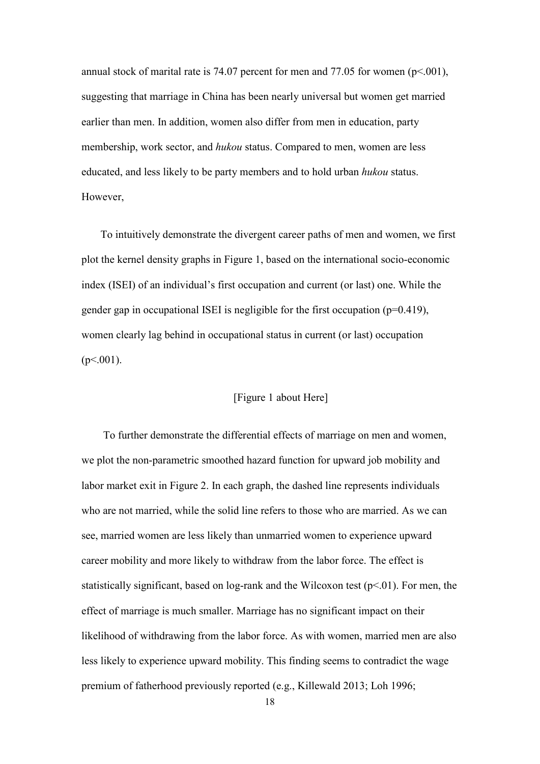annual stock of marital rate is 74.07 percent for men and 77.05 for women ($p<.001$), suggesting that marriage in China has been nearly universal but women get married earlier than men. In addition, women also differ from men in education, party membership, work sector, and *hukou* status. Compared to men, women are less educated, and less likely to be party members and to hold urban *hukou* status. However,

To intuitively demonstrate the divergent career paths of men and women, we first plot the kernel density graphs in Figure 1, based on the international socio-economic index (ISEI) of an individual's first occupation and current (or last) one. While the gender gap in occupational ISEI is negligible for the first occupation ($p=0.419$), women clearly lag behind in occupational status in current (or last) occupation ($p<.001$).

[Figure 1 about Here]

To further demonstrate the differential effects of marriage on men and women, we plot the non-parametric smoothed hazard function for upward job mobility and labor market exit in Figure 2. In each graph, the dashed line represents individuals who are not married, while the solid line refers to those who are married. As we can see, married women are less likely than unmarried women to experience upward career mobility and more likely to withdraw from the labor force. The effect is statistically significant, based on log-rank and the Wilcoxon test ($p<.01$). For men, the effect of marriage is much smaller. Marriage has no significant impact on their likelihood of withdrawing from the labor force. As with women, married men are also less likely to experience upward mobility. This finding seems to contradict the wage premium of fatherhood previously reported (e.g., Killewald 2013; Loh 1996;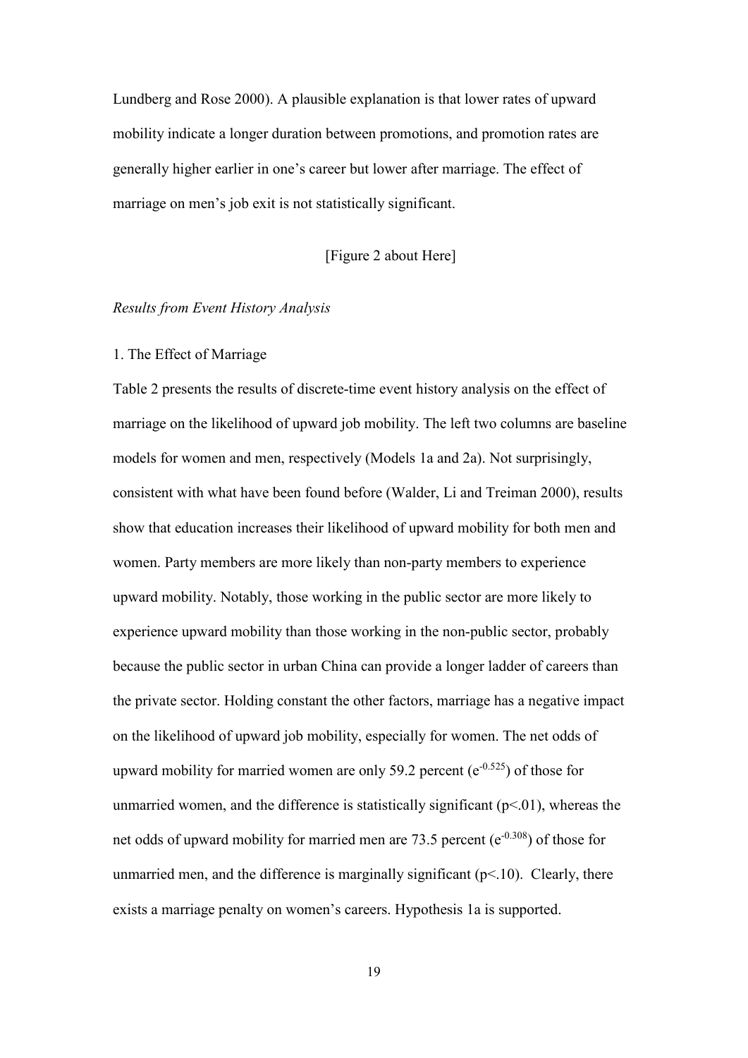Lundberg and Rose 2000). A plausible explanation is that lower rates of upward mobility indicate a longer duration between promotions, and promotion rates are generally higher earlier in one's career but lower after marriage. The effect of marriage on men's job exit is not statistically significant.

[Figure 2 about Here]

*Results from Event History Analysis*

1. The Effect of Marriage

Table 2 presents the results of discrete-time event history analysis on the effect of marriage on the likelihood of upward job mobility. The left two columns are baseline models for women and men, respectively (Models 1a and 2a). Not surprisingly, consistent with what have been found before (Walder, Li and Treiman 2000), results show that education increases their likelihood of upward mobility for both men and women. Party members are more likely than non-party members to experience upward mobility. Notably, those working in the public sector are more likely to experience upward mobility than those working in the non-public sector, probably because the public sector in urban China can provide a longer ladder of careers than the private sector. Holding constant the other factors, marriage has a negative impact on the likelihood of upward job mobility, especially for women. The net odds of upward mobility for married women are only 59.2 percent ($e^{-0.525}$) of those for unmarried women, and the difference is statistically significant ($p<.01$), whereas the net odds of upward mobility for married men are 73.5 percent ($e^{-0.308}$) of those for unmarried men, and the difference is marginally significant ($p<.10$). Clearly, there exists a marriage penalty on women's careers. Hypothesis 1a is supported.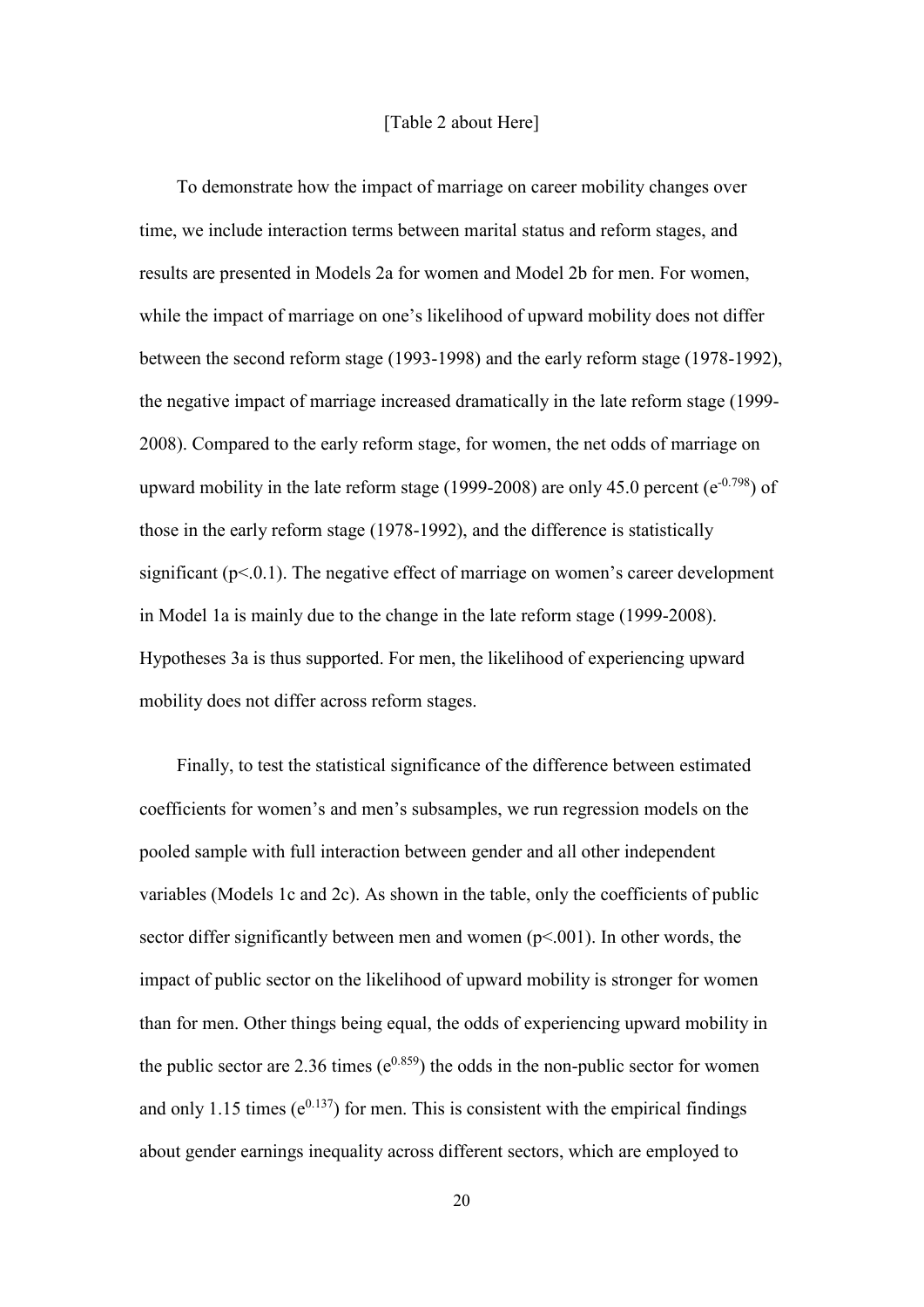[Table 2 about Here]

To demonstrate how the impact of marriage on career mobility changes over time, we include interaction terms between marital status and reform stages, and results are presented in Models 2a for women and Model 2b for men. For women, while the impact of marriage on one's likelihood of upward mobility does not differ between the second reform stage (1993-1998) and the early reform stage (1978-1992), the negative impact of marriage increased dramatically in the late reform stage (1999-2008). Compared to the early reform stage, for women, the net odds of marriage on upward mobility in the late reform stage (1999-2008) are only 45.0 percent ($e^{-0.798}$) of those in the early reform stage (1978-1992), and the difference is statistically significant ($p<.0.1$). The negative effect of marriage on women's career development in Model 1a is mainly due to the change in the late reform stage (1999-2008). Hypotheses 3a is thus supported. For men, the likelihood of experiencing upward mobility does not differ across reform stages.

Finally, to test the statistical significance of the difference between estimated coefficients for women's and men's subsamples, we run regression models on the pooled sample with full interaction between gender and all other independent variables (Models 1c and 2c). As shown in the table, only the coefficients of public sector differ significantly between men and women ($p<.001$). In other words, the impact of public sector on the likelihood of upward mobility is stronger for women than for men. Other things being equal, the odds of experiencing upward mobility in the public sector are 2.36 times ($e^{0.859}$) the odds in the non-public sector for women and only 1.15 times ($e^{0.137}$) for men. This is consistent with the empirical findings about gender earnings inequality across different sectors, which are employed to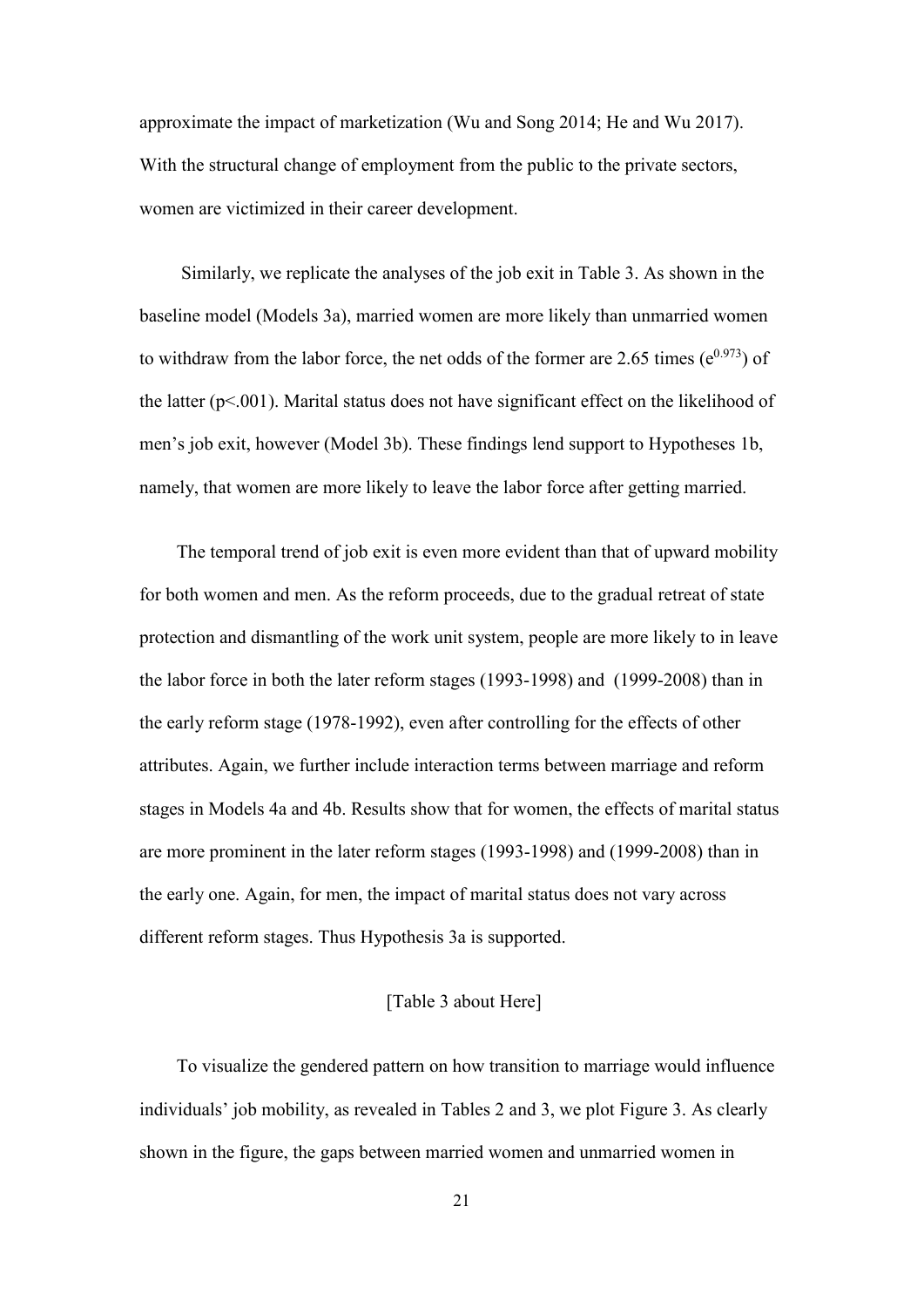approximate the impact of marketization (Wu and Song 2014; He and Wu 2017). With the structural change of employment from the public to the private sectors, women are victimized in their career development.

Similarly, we replicate the analyses of the job exit in Table 3. As shown in the baseline model (Models 3a), married women are more likely than unmarried women to withdraw from the labor force, the net odds of the former are 2.65 times ($e^{0.973}$) of the latter ($p<.001$). Marital status does not have significant effect on the likelihood of men's job exit, however (Model 3b). These findings lend support to Hypotheses 1b, namely, that women are more likely to leave the labor force after getting married.

The temporal trend of job exit is even more evident than that of upward mobility for both women and men. As the reform proceeds, due to the gradual retreat of state protection and dismantling of the work unit system, people are more likely to in leave the labor force in both the later reform stages (1993-1998) and (1999-2008) than in the early reform stage (1978-1992), even after controlling for the effects of other attributes. Again, we further include interaction terms between marriage and reform stages in Models 4a and 4b. Results show that for women, the effects of marital status are more prominent in the later reform stages (1993-1998) and (1999-2008) than in the early one. Again, for men, the impact of marital status does not vary across different reform stages. Thus Hypothesis 3a is supported.

[Table 3 about Here]

To visualize the gendered pattern on how transition to marriage would influence individuals' job mobility, as revealed in Tables 2 and 3, we plot Figure 3. As clearly shown in the figure, the gaps between married women and unmarried women in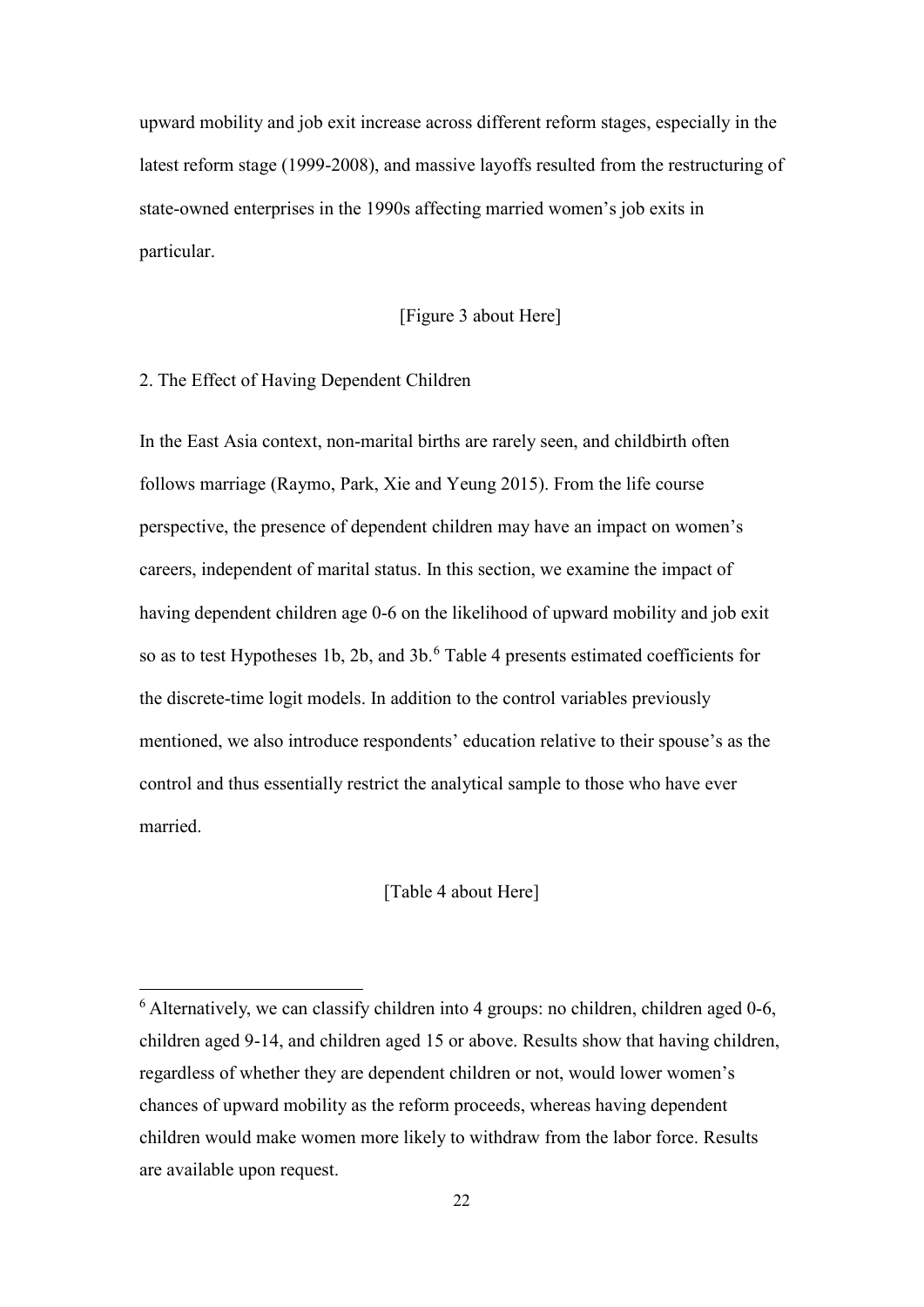upward mobility and job exit increase across different reform stages, especially in the latest reform stage (1999-2008), and massive layoffs resulted from the restructuring of state-owned enterprises in the 1990s affecting married women's job exits in particular.

[Figure 3 about Here]

2. The Effect of Having Dependent Children

In the East Asia context, non-marital births are rarely seen, and childbirth often follows marriage (Raymo, Park, Xie and Yeung 2015). From the life course perspective, the presence of dependent children may have an impact on women's careers, independent of marital status. In this section, we examine the impact of having dependent children age 0-6 on the likelihood of upward mobility and job exit so as to test Hypotheses 1b, 2b, and 3b.[6] Table 4 presents estimated coefficients for the discrete-time logit models. In addition to the control variables previously mentioned, we also introduce respondents' education relative to their spouse's as the control and thus essentially restrict the analytical sample to those who have ever married.

[Table 4 about Here]

[6] Alternatively, we can classify children into 4 groups: no children, children aged 0-6, children aged 9-14, and children aged 15 or above. Results show that having children, regardless of whether they are dependent children or not, would lower women's chances of upward mobility as the reform proceeds, whereas having dependent children would make women more likely to withdraw from the labor force. Results are available upon request.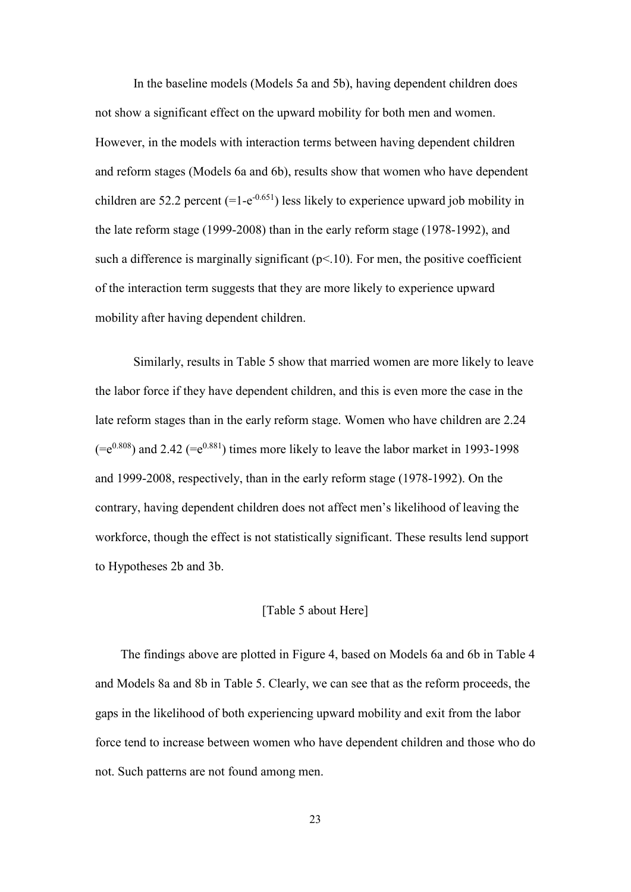In the baseline models (Models 5a and 5b), having dependent children does not show a significant effect on the upward mobility for both men and women. However, in the models with interaction terms between having dependent children and reform stages (Models 6a and 6b), results show that women who have dependent children are 52.2 percent ($=1-e^{-0.651}$) less likely to experience upward job mobility in the late reform stage (1999-2008) than in the early reform stage (1978-1992), and such a difference is marginally significant ($p<.10$). For men, the positive coefficient of the interaction term suggests that they are more likely to experience upward mobility after having dependent children.

Similarly, results in Table 5 show that married women are more likely to leave the labor force if they have dependent children, and this is even more the case in the late reform stages than in the early reform stage. Women who have children are 2.24 ($=e^{0.808}$) and 2.42 ($=e^{0.881}$) times more likely to leave the labor market in 1993-1998 and 1999-2008, respectively, than in the early reform stage (1978-1992). On the contrary, having dependent children does not affect men's likelihood of leaving the workforce, though the effect is not statistically significant. These results lend support to Hypotheses 2b and 3b.

[Table 5 about Here]

The findings above are plotted in Figure 4, based on Models 6a and 6b in Table 4 and Models 8a and 8b in Table 5. Clearly, we can see that as the reform proceeds, the gaps in the likelihood of both experiencing upward mobility and exit from the labor force tend to increase between women who have dependent children and those who do not. Such patterns are not found among men.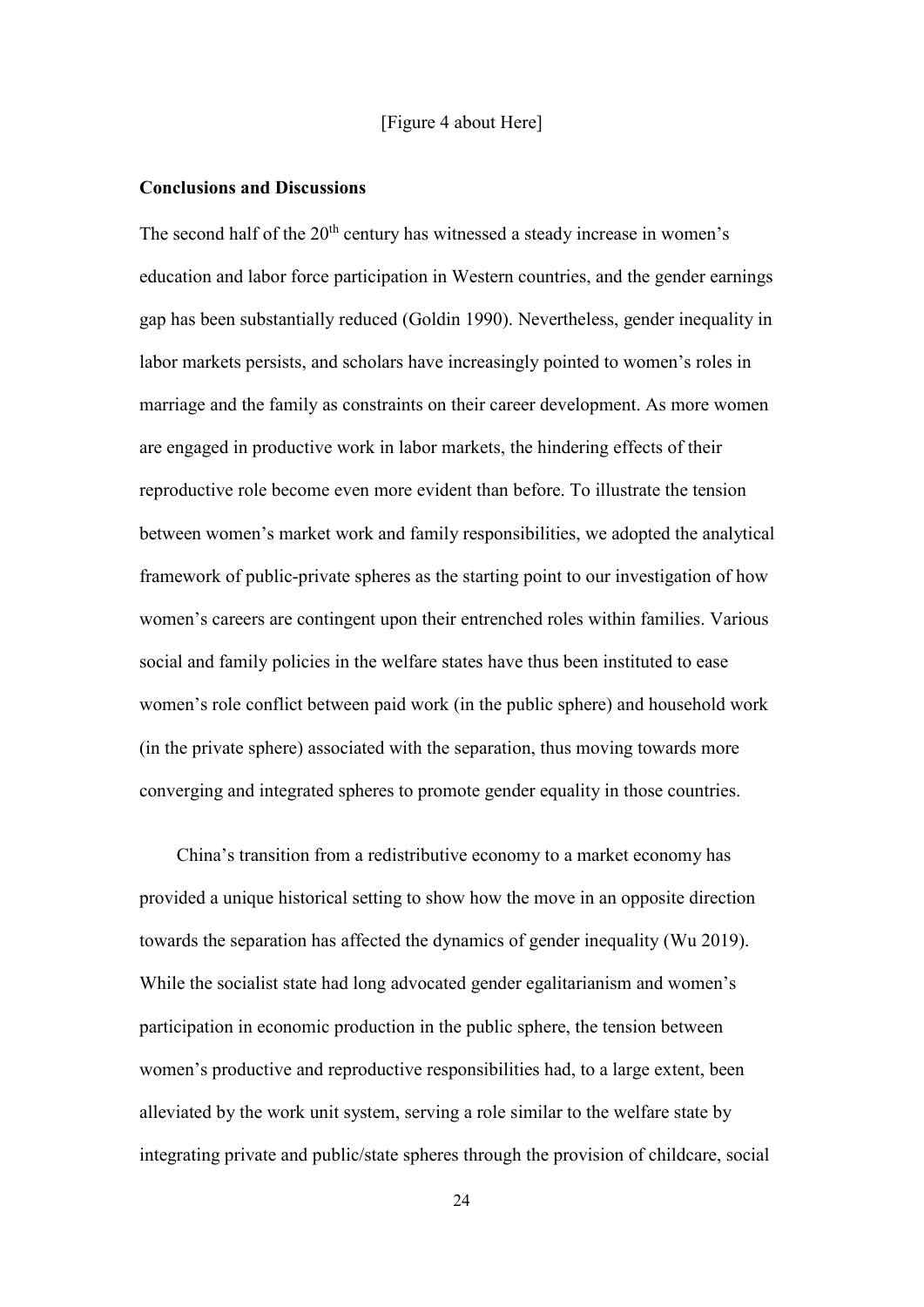[Figure 4 about Here]

**Conclusions and Discussions**

The second half of the 20th century has witnessed a steady increase in women's education and labor force participation in Western countries, and the gender earnings gap has been substantially reduced (Goldin 1990). Nevertheless, gender inequality in labor markets persists, and scholars have increasingly pointed to women's roles in marriage and the family as constraints on their career development. As more women are engaged in productive work in labor markets, the hindering effects of their reproductive role become even more evident than before. To illustrate the tension between women's market work and family responsibilities, we adopted the analytical framework of public-private spheres as the starting point to our investigation of how women's careers are contingent upon their entrenched roles within families. Various social and family policies in the welfare states have thus been instituted to ease women's role conflict between paid work (in the public sphere) and household work (in the private sphere) associated with the separation, thus moving towards more converging and integrated spheres to promote gender equality in those countries.

China's transition from a redistributive economy to a market economy has provided a unique historical setting to show how the move in an opposite direction towards the separation has affected the dynamics of gender inequality (Wu 2019). While the socialist state had long advocated gender egalitarianism and women's participation in economic production in the public sphere, the tension between women's productive and reproductive responsibilities had, to a large extent, been alleviated by the work unit system, serving a role similar to the welfare state by integrating private and public/state spheres through the provision of childcare, social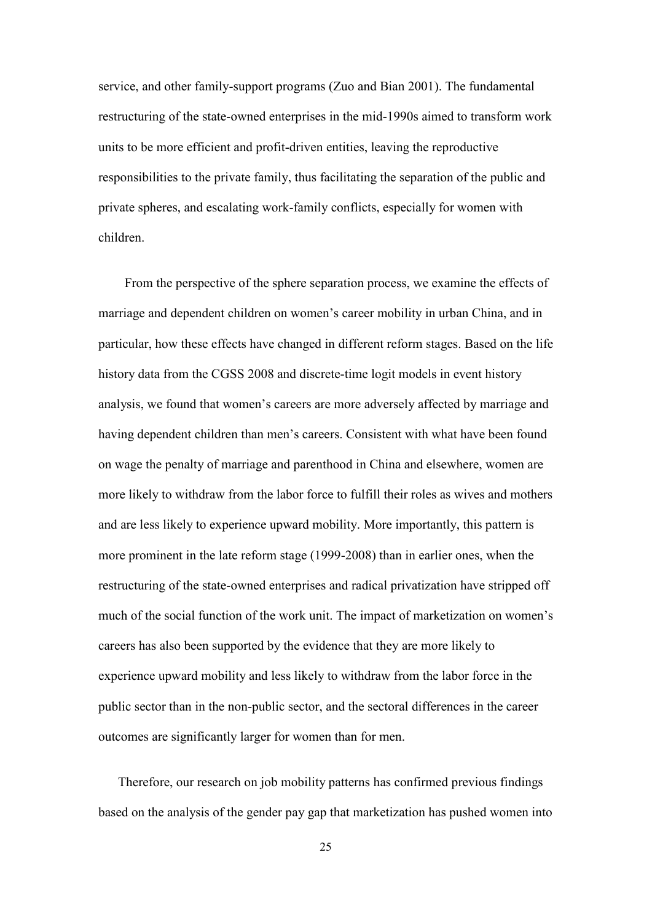service, and other family-support programs (Zuo and Bian 2001). The fundamental restructuring of the state-owned enterprises in the mid-1990s aimed to transform work units to be more efficient and profit-driven entities, leaving the reproductive responsibilities to the private family, thus facilitating the separation of the public and private spheres, and escalating work-family conflicts, especially for women with children.

From the perspective of the sphere separation process, we examine the effects of marriage and dependent children on women's career mobility in urban China, and in particular, how these effects have changed in different reform stages. Based on the life history data from the CGSS 2008 and discrete-time logit models in event history analysis, we found that women's careers are more adversely affected by marriage and having dependent children than men's careers. Consistent with what have been found on wage the penalty of marriage and parenthood in China and elsewhere, women are more likely to withdraw from the labor force to fulfill their roles as wives and mothers and are less likely to experience upward mobility. More importantly, this pattern is more prominent in the late reform stage (1999-2008) than in earlier ones, when the restructuring of the state-owned enterprises and radical privatization have stripped off much of the social function of the work unit. The impact of marketization on women's careers has also been supported by the evidence that they are more likely to experience upward mobility and less likely to withdraw from the labor force in the public sector than in the non-public sector, and the sectoral differences in the career outcomes are significantly larger for women than for men.

Therefore, our research on job mobility patterns has confirmed previous findings based on the analysis of the gender pay gap that marketization has pushed women into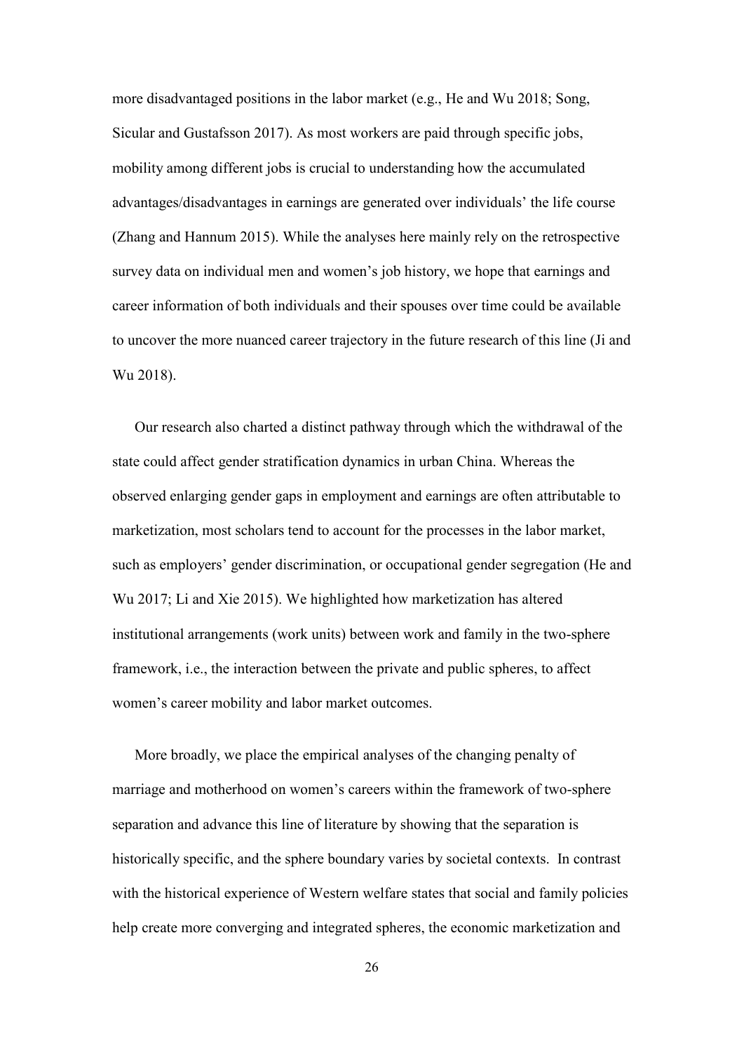more disadvantaged positions in the labor market (e.g., He and Wu 2018; Song, Sicular and Gustafsson 2017). As most workers are paid through specific jobs, mobility among different jobs is crucial to understanding how the accumulated advantages/disadvantages in earnings are generated over individuals' the life course (Zhang and Hannum 2015). While the analyses here mainly rely on the retrospective survey data on individual men and women's job history, we hope that earnings and career information of both individuals and their spouses over time could be available to uncover the more nuanced career trajectory in the future research of this line (Ji and Wu 2018).

Our research also charted a distinct pathway through which the withdrawal of the state could affect gender stratification dynamics in urban China. Whereas the observed enlarging gender gaps in employment and earnings are often attributable to marketization, most scholars tend to account for the processes in the labor market, such as employers' gender discrimination, or occupational gender segregation (He and Wu 2017; Li and Xie 2015). We highlighted how marketization has altered institutional arrangements (work units) between work and family in the two-sphere framework, i.e., the interaction between the private and public spheres, to affect women's career mobility and labor market outcomes.

More broadly, we place the empirical analyses of the changing penalty of marriage and motherhood on women's careers within the framework of two-sphere separation and advance this line of literature by showing that the separation is historically specific, and the sphere boundary varies by societal contexts. In contrast with the historical experience of Western welfare states that social and family policies help create more converging and integrated spheres, the economic marketization and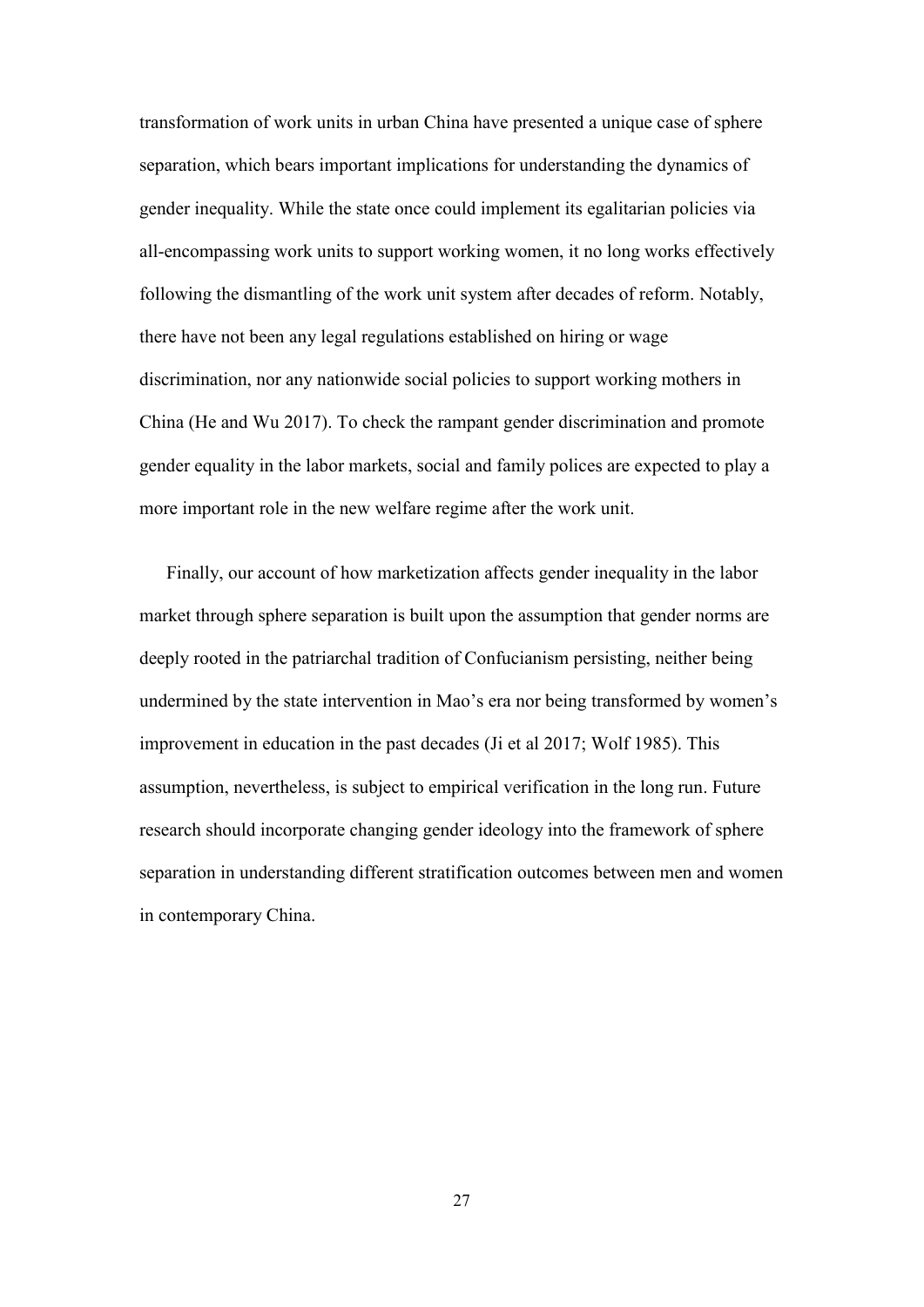transformation of work units in urban China have presented a unique case of sphere separation, which bears important implications for understanding the dynamics of gender inequality. While the state once could implement its egalitarian policies via all-encompassing work units to support working women, it no long works effectively following the dismantling of the work unit system after decades of reform. Notably, there have not been any legal regulations established on hiring or wage discrimination, nor any nationwide social policies to support working mothers in China (He and Wu 2017). To check the rampant gender discrimination and promote gender equality in the labor markets, social and family polices are expected to play a more important role in the new welfare regime after the work unit.

Finally, our account of how marketization affects gender inequality in the labor market through sphere separation is built upon the assumption that gender norms are deeply rooted in the patriarchal tradition of Confucianism persisting, neither being undermined by the state intervention in Mao's era nor being transformed by women's improvement in education in the past decades (Ji et al 2017; Wolf 1985). This assumption, nevertheless, is subject to empirical verification in the long run. Future research should incorporate changing gender ideology into the framework of sphere separation in understanding different stratification outcomes between men and women in contemporary China.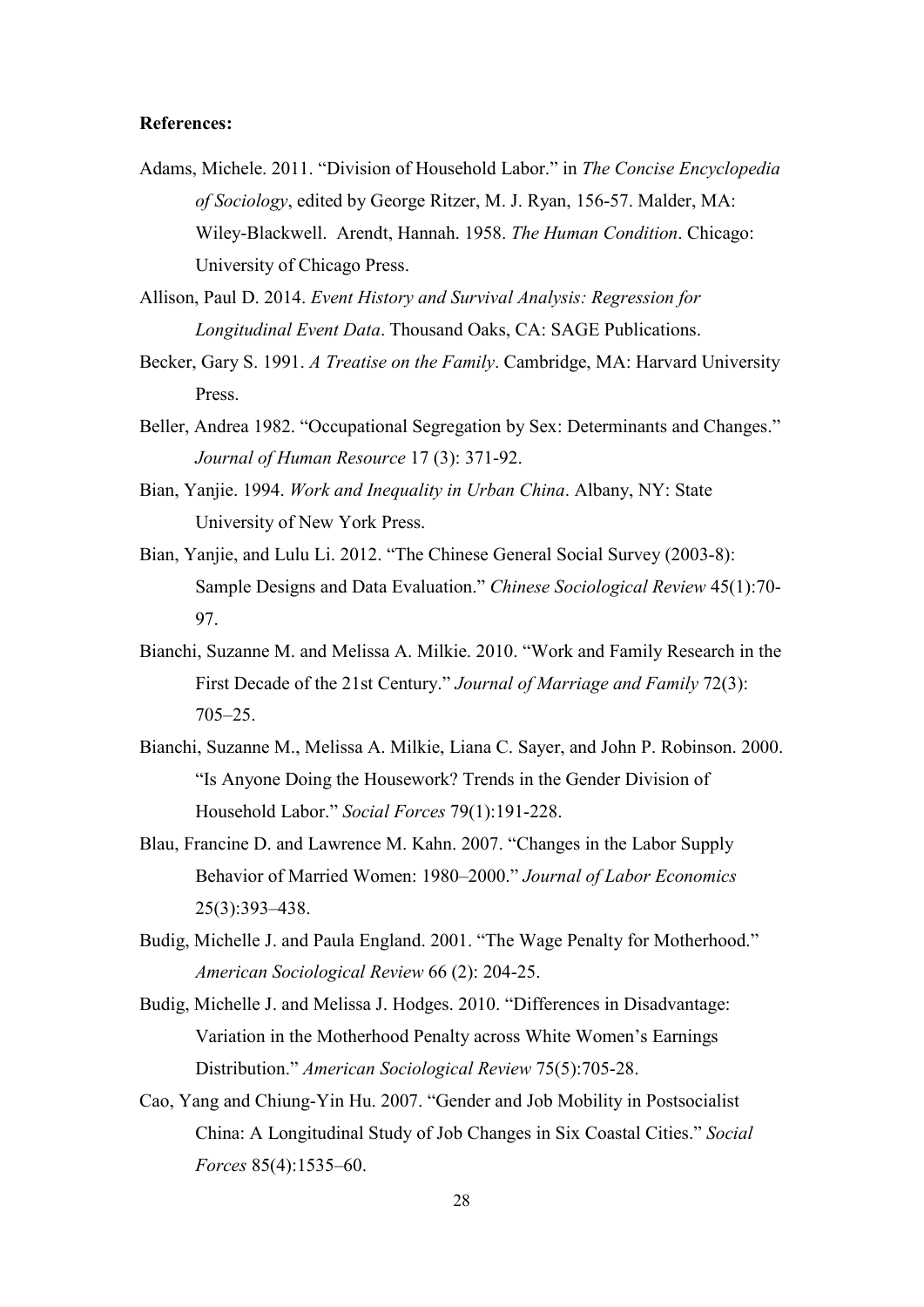**References:**

Adams, Michele. 2011. "Division of Household Labor." in *The Concise Encyclopedia of Sociology*, edited by George Ritzer, M. J. Ryan, 156-57. Malder, MA: Wiley-Blackwell. Arendt, Hannah. 1958. *The Human Condition*. Chicago: University of Chicago Press.

Allison, Paul D. 2014. *Event History and Survival Analysis: Regression for Longitudinal Event Data*. Thousand Oaks, CA: SAGE Publications.

Becker, Gary S. 1991. *A Treatise on the Family*. Cambridge, MA: Harvard University Press.

Beller, Andrea 1982. "Occupational Segregation by Sex: Determinants and Changes." *Journal of Human Resource* 17 (3): 371-92.

Bian, Yanjie. 1994. *Work and Inequality in Urban China*. Albany, NY: State University of New York Press.

Bian, Yanjie, and Lulu Li. 2012. "The Chinese General Social Survey (2003-8): Sample Designs and Data Evaluation." *Chinese Sociological Review* 45(1):70-97.

Bianchi, Suzanne M. and Melissa A. Milkie. 2010. "Work and Family Research in the First Decade of the 21st Century." *Journal of Marriage and Family* 72(3): 705–25.

Bianchi, Suzanne M., Melissa A. Milkie, Liana C. Sayer, and John P. Robinson. 2000. "Is Anyone Doing the Housework? Trends in the Gender Division of Household Labor." *Social Forces* 79(1):191-228.

Blau, Francine D. and Lawrence M. Kahn. 2007. "Changes in the Labor Supply Behavior of Married Women: 1980–2000." *Journal of Labor Economics* 25(3):393–438.

Budig, Michelle J. and Paula England. 2001. "The Wage Penalty for Motherhood." *American Sociological Review* 66 (2): 204-25.

Budig, Michelle J. and Melissa J. Hodges. 2010. "Differences in Disadvantage: Variation in the Motherhood Penalty across White Women's Earnings Distribution." *American Sociological Review* 75(5):705-28.

Cao, Yang and Chiung-Yin Hu. 2007. "Gender and Job Mobility in Postsocialist China: A Longitudinal Study of Job Changes in Six Coastal Cities." *Social Forces* 85(4):1535–60.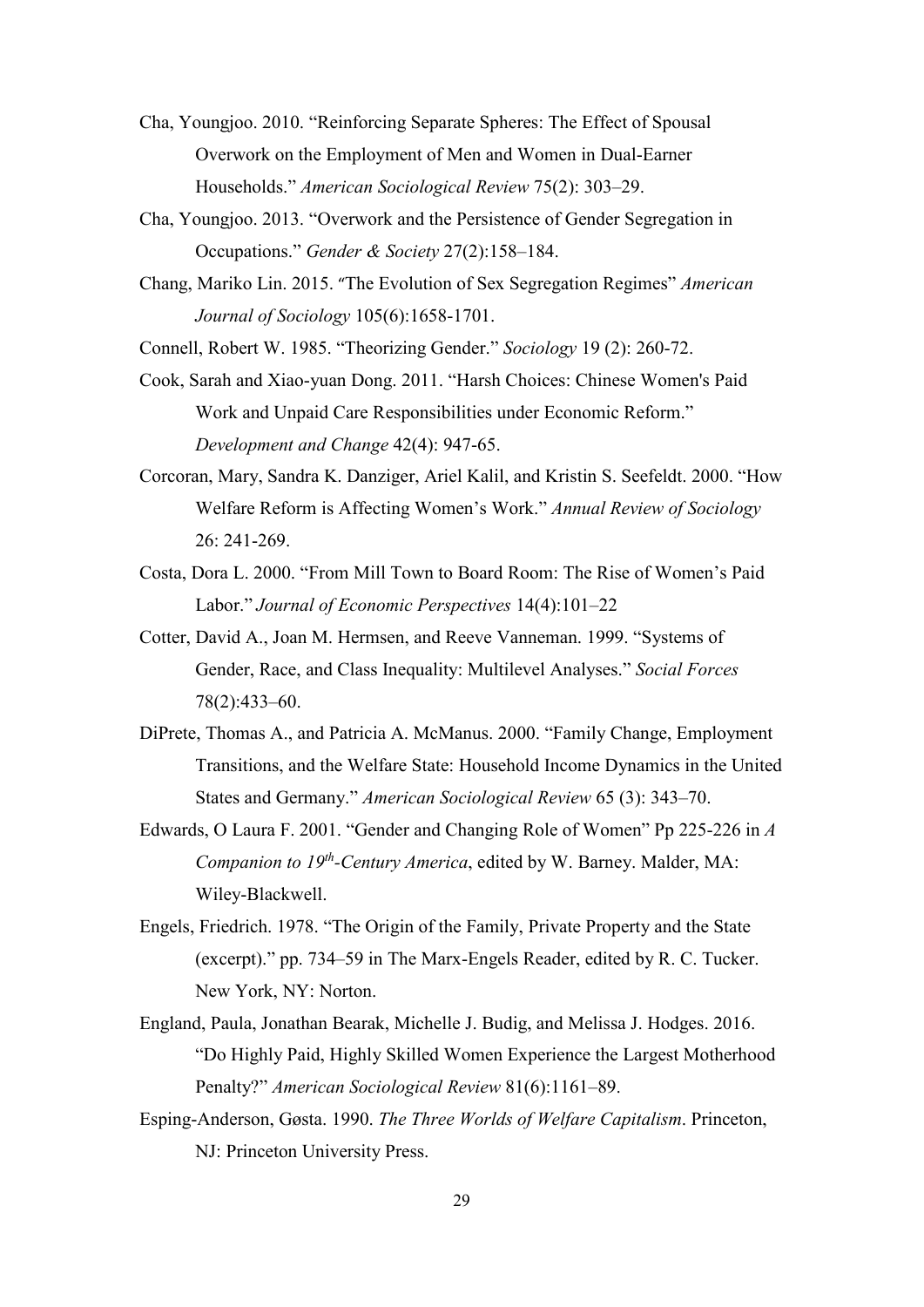Cha, Youngjoo. 2010. "Reinforcing Separate Spheres: The Effect of Spousal Overwork on the Employment of Men and Women in Dual-Earner Households." *American Sociological Review* 75(2): 303–29.

Cha, Youngjoo. 2013. "Overwork and the Persistence of Gender Segregation in Occupations." *Gender & Society* 27(2):158–184.

Chang, Mariko Lin. 2015. "The Evolution of Sex Segregation Regimes" *American Journal of Sociology* 105(6):1658-1701.

Connell, Robert W. 1985. "Theorizing Gender." *Sociology* 19 (2): 260-72.

Cook, Sarah and Xiao-yuan Dong. 2011. "Harsh Choices: Chinese Women's Paid Work and Unpaid Care Responsibilities under Economic Reform." *Development and Change* 42(4): 947-65.

Corcoran, Mary, Sandra K. Danziger, Ariel Kalil, and Kristin S. Seefeldt. 2000. "How Welfare Reform is Affecting Women's Work." *Annual Review of Sociology* 26: 241-269.

Costa, Dora L. 2000. "From Mill Town to Board Room: The Rise of Women's Paid Labor." *Journal of Economic Perspectives* 14(4):101–22

Cotter, David A., Joan M. Hermsen, and Reeve Vanneman. 1999. "Systems of Gender, Race, and Class Inequality: Multilevel Analyses." *Social Forces* 78(2):433–60.

DiPrete, Thomas A., and Patricia A. McManus. 2000. "Family Change, Employment Transitions, and the Welfare State: Household Income Dynamics in the United States and Germany." *American Sociological Review* 65 (3): 343–70.

Edwards, O Laura F. 2001. "Gender and Changing Role of Women" Pp 225-226 in *A Companion to 19th-Century America*, edited by W. Barney. Malder, MA: Wiley-Blackwell.

Engels, Friedrich. 1978. "The Origin of the Family, Private Property and the State (excerpt)." pp. 734–59 in The Marx-Engels Reader, edited by R. C. Tucker. New York, NY: Norton.

England, Paula, Jonathan Bearak, Michelle J. Budig, and Melissa J. Hodges. 2016. "Do Highly Paid, Highly Skilled Women Experience the Largest Motherhood Penalty?" *American Sociological Review* 81(6):1161–89.

Esping-Anderson, Gøsta. 1990. *The Three Worlds of Welfare Capitalism*. Princeton, NJ: Princeton University Press.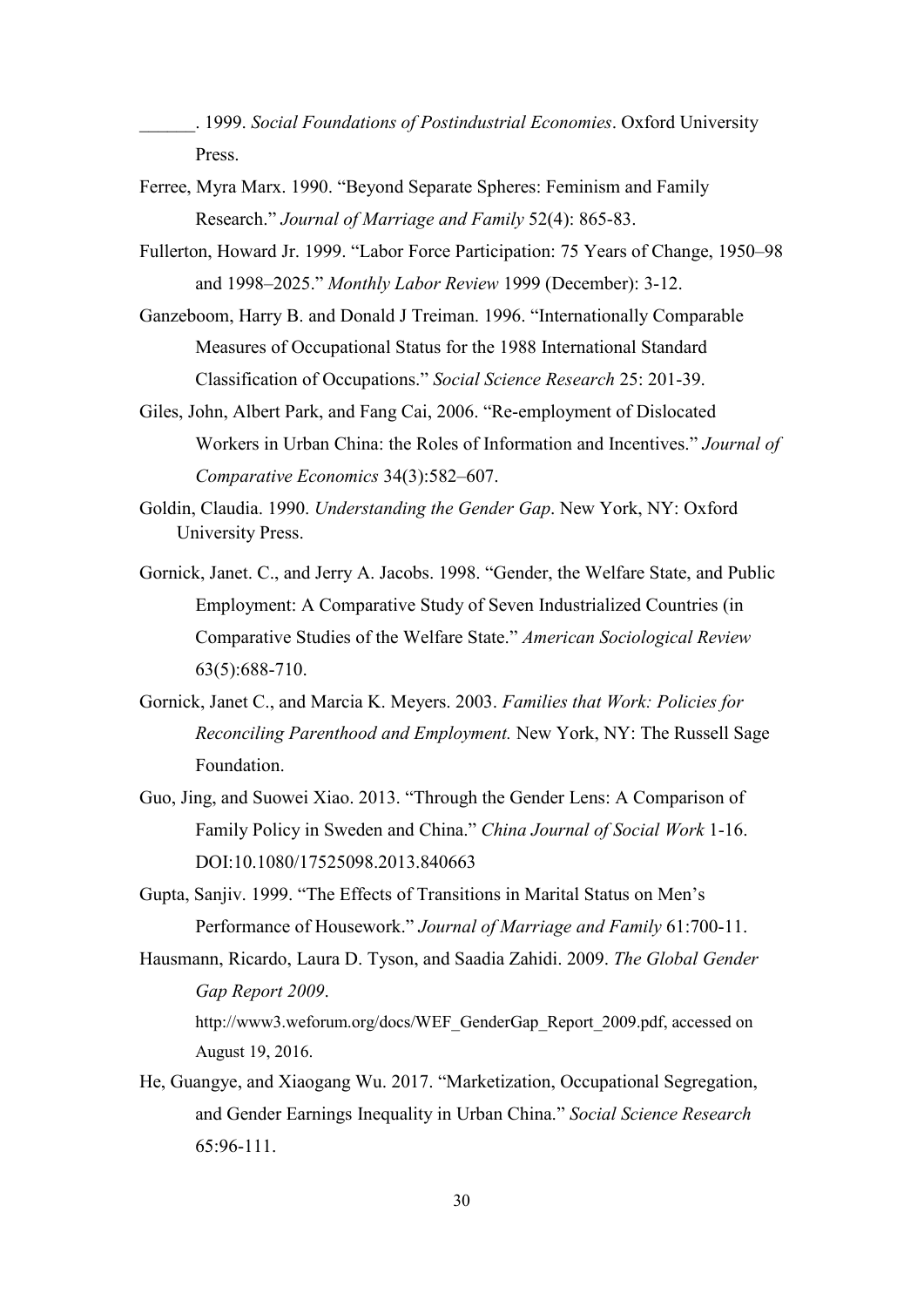______. 1999. *Social Foundations of Postindustrial Economies*. Oxford University Press.

Ferree, Myra Marx. 1990. "Beyond Separate Spheres: Feminism and Family Research." *Journal of Marriage and Family* 52(4): 865-83.

Fullerton, Howard Jr. 1999. "Labor Force Participation: 75 Years of Change, 1950–98 and 1998–2025." *Monthly Labor Review* 1999 (December): 3-12.

Ganzeboom, Harry B. and Donald J Treiman. 1996. "Internationally Comparable Measures of Occupational Status for the 1988 International Standard Classification of Occupations." *Social Science Research* 25: 201-39.

Giles, John, Albert Park, and Fang Cai, 2006. "Re-employment of Dislocated Workers in Urban China: the Roles of Information and Incentives." *Journal of Comparative Economics* 34(3):582–607.

Goldin, Claudia. 1990. *Understanding the Gender Gap*. New York, NY: Oxford University Press.

Gornick, Janet. C., and Jerry A. Jacobs. 1998. "Gender, the Welfare State, and Public Employment: A Comparative Study of Seven Industrialized Countries (in Comparative Studies of the Welfare State." *American Sociological Review* 63(5):688-710.

Gornick, Janet C., and Marcia K. Meyers. 2003. *Families that Work: Policies for Reconciling Parenthood and Employment.* New York, NY: The Russell Sage Foundation.

Guo, Jing, and Suowei Xiao. 2013. "Through the Gender Lens: A Comparison of Family Policy in Sweden and China." *China Journal of Social Work* 1-16. DOI:10.1080/17525098.2013.840663

Gupta, Sanjiv. 1999. "The Effects of Transitions in Marital Status on Men's Performance of Housework." *Journal of Marriage and Family* 61:700-11.

Hausmann, Ricardo, Laura D. Tyson, and Saadia Zahidi. 2009. *The Global Gender Gap Report 2009*. http://www3.weforum.org/docs/WEF_GenderGap_Report_2009.pdf, accessed on August 19, 2016.

He, Guangye, and Xiaogang Wu. 2017. "Marketization, Occupational Segregation, and Gender Earnings Inequality in Urban China." *Social Science Research* 65:96-111.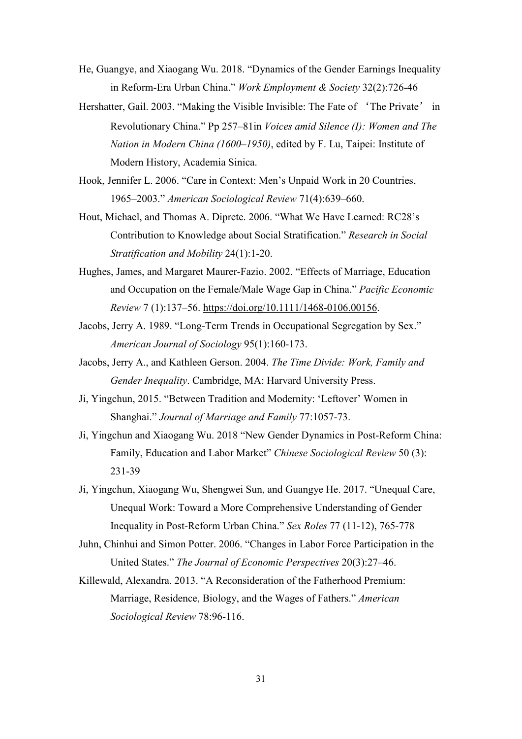He, Guangye, and Xiaogang Wu. 2018. "Dynamics of the Gender Earnings Inequality in Reform-Era Urban China." *Work Employment & Society* 32(2):726-46

Hershatter, Gail. 2003. "Making the Visible Invisible: The Fate of 'The Private' in Revolutionary China." Pp 257–81in *Voices amid Silence (I): Women and The Nation in Modern China (1600–1950)*, edited by F. Lu, Taipei: Institute of Modern History, Academia Sinica.

Hook, Jennifer L. 2006. "Care in Context: Men's Unpaid Work in 20 Countries, 1965–2003." *American Sociological Review* 71(4):639–660.

Hout, Michael, and Thomas A. Diprete. 2006. "What We Have Learned: RC28's Contribution to Knowledge about Social Stratification." *Research in Social Stratification and Mobility* 24(1):1-20.

Hughes, James, and Margaret Maurer-Fazio. 2002. "Effects of Marriage, Education and Occupation on the Female/Male Wage Gap in China." *Pacific Economic Review* 7 (1):137–56. https://doi.org/10.1111/1468-0106.00156.

Jacobs, Jerry A. 1989. "Long-Term Trends in Occupational Segregation by Sex." *American Journal of Sociology* 95(1):160-173.

Jacobs, Jerry A., and Kathleen Gerson. 2004. *The Time Divide: Work, Family and Gender Inequality*. Cambridge, MA: Harvard University Press.

Ji, Yingchun, 2015. "Between Tradition and Modernity: 'Leftover' Women in Shanghai." *Journal of Marriage and Family* 77:1057-73.

Ji, Yingchun and Xiaogang Wu. 2018 "New Gender Dynamics in Post-Reform China: Family, Education and Labor Market" *Chinese Sociological Review* 50 (3): 231-39

Ji, Yingchun, Xiaogang Wu, Shengwei Sun, and Guangye He. 2017. "Unequal Care, Unequal Work: Toward a More Comprehensive Understanding of Gender Inequality in Post-Reform Urban China." *Sex Roles* 77 (11-12), 765-778

Juhn, Chinhui and Simon Potter. 2006. "Changes in Labor Force Participation in the United States." *The Journal of Economic Perspectives* 20(3):27–46.

Killewald, Alexandra. 2013. "A Reconsideration of the Fatherhood Premium: Marriage, Residence, Biology, and the Wages of Fathers." *American Sociological Review* 78:96-116.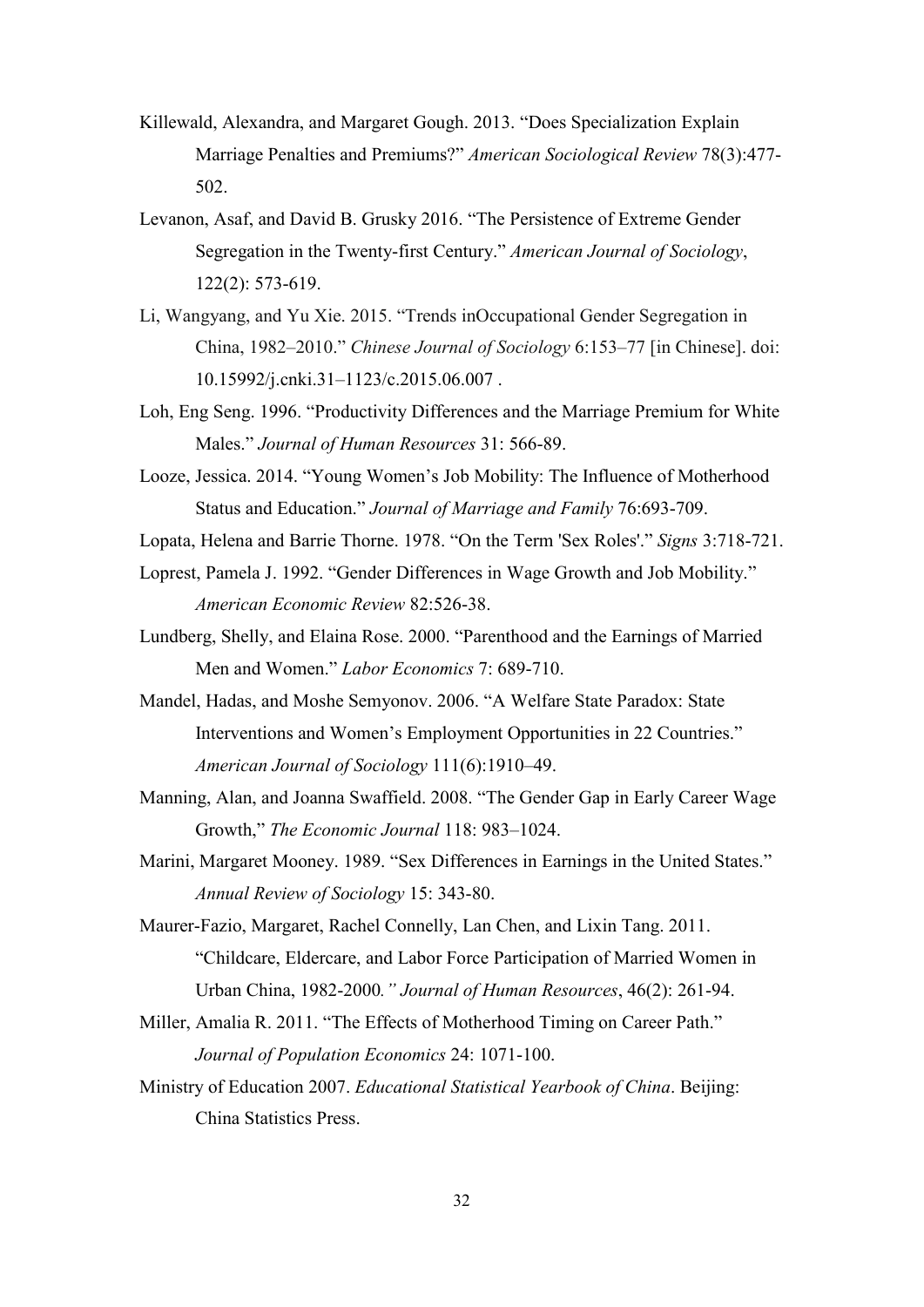Killewald, Alexandra, and Margaret Gough. 2013. "Does Specialization Explain Marriage Penalties and Premiums?" *American Sociological Review* 78(3):477-502.

Levanon, Asaf, and David B. Grusky 2016. "The Persistence of Extreme Gender Segregation in the Twenty-first Century." *American Journal of Sociology*, 122(2): 573-619.

Li, Wangyang, and Yu Xie. 2015. "Trends inOccupational Gender Segregation in China, 1982–2010." *Chinese Journal of Sociology* 6:153–77 [in Chinese]. doi: 10.15992/j.cnki.31–1123/c.2015.06.007 .

Loh, Eng Seng. 1996. "Productivity Differences and the Marriage Premium for White Males." *Journal of Human Resources* 31: 566-89.

Looze, Jessica. 2014. "Young Women's Job Mobility: The Influence of Motherhood Status and Education." *Journal of Marriage and Family* 76:693-709.

Lopata, Helena and Barrie Thorne. 1978. "On the Term 'Sex Roles'." *Signs* 3:718-721.

Loprest, Pamela J. 1992. "Gender Differences in Wage Growth and Job Mobility." *American Economic Review* 82:526-38.

Lundberg, Shelly, and Elaina Rose. 2000. "Parenthood and the Earnings of Married Men and Women." *Labor Economics* 7: 689-710.

Mandel, Hadas, and Moshe Semyonov. 2006. "A Welfare State Paradox: State Interventions and Women's Employment Opportunities in 22 Countries." *American Journal of Sociology* 111(6):1910–49.

Manning, Alan, and Joanna Swaffield. 2008. "The Gender Gap in Early Career Wage Growth," *The Economic Journal* 118: 983–1024.

Marini, Margaret Mooney. 1989. "Sex Differences in Earnings in the United States." *Annual Review of Sociology* 15: 343-80.

Maurer-Fazio, Margaret, Rachel Connelly, Lan Chen, and Lixin Tang. 2011. "Childcare, Eldercare, and Labor Force Participation of Married Women in Urban China, 1982-2000*." Journal of Human Resources*, 46(2): 261-94.

Miller, Amalia R. 2011. "The Effects of Motherhood Timing on Career Path." *Journal of Population Economics* 24: 1071-100.

Ministry of Education 2007. *Educational Statistical Yearbook of China*. Beijing: China Statistics Press.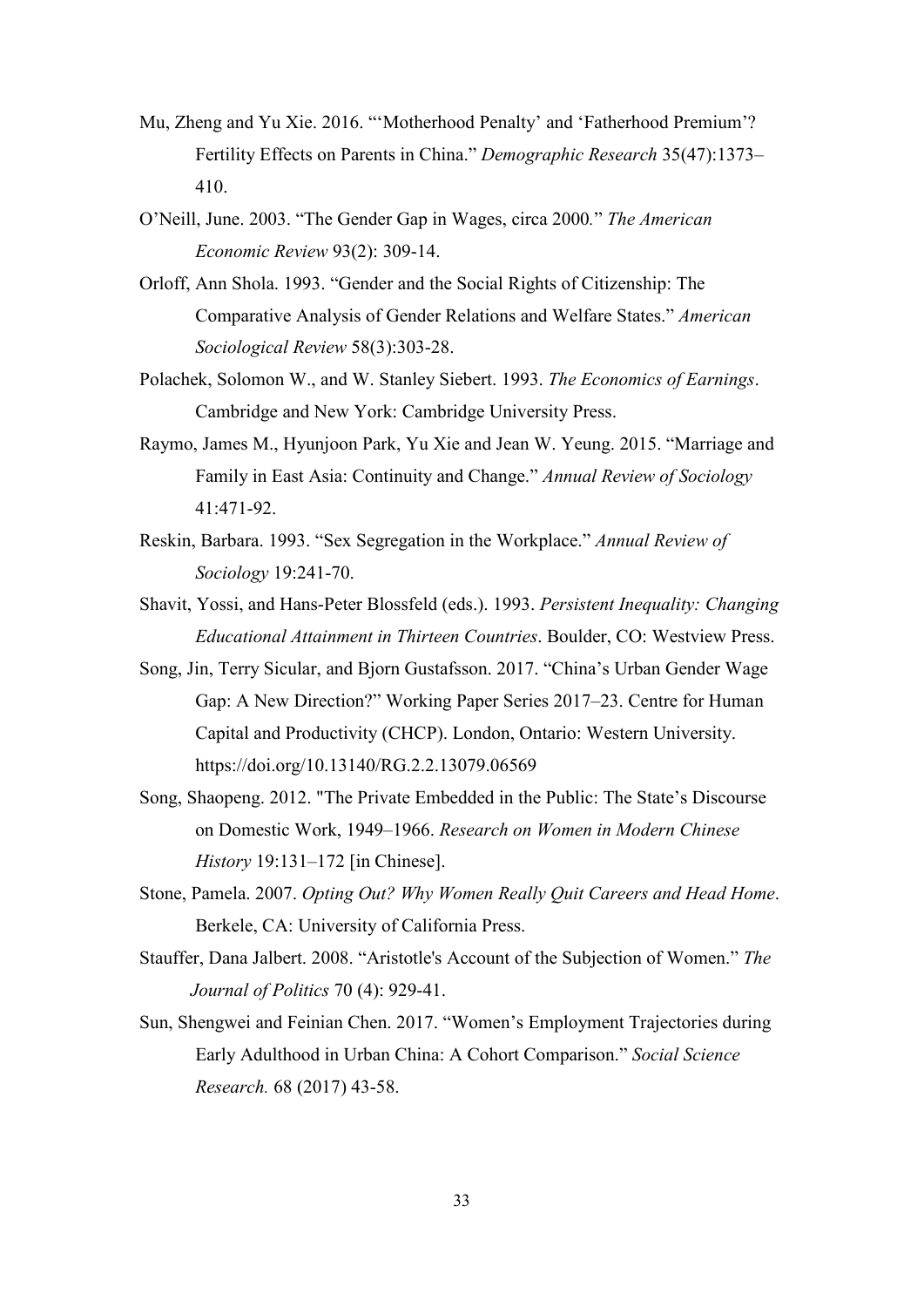Mu, Zheng and Yu Xie. 2016. "'Motherhood Penalty' and 'Fatherhood Premium'? Fertility Effects on Parents in China." *Demographic Research* 35(47):1373–410.

O'Neill, June. 2003. "The Gender Gap in Wages, circa 2000." *The American Economic Review* 93(2): 309-14.

Orloff, Ann Shola. 1993. "Gender and the Social Rights of Citizenship: The Comparative Analysis of Gender Relations and Welfare States." *American Sociological Review* 58(3):303-28.

Polachek, Solomon W., and W. Stanley Siebert. 1993. *The Economics of Earnings*. Cambridge and New York: Cambridge University Press.

Raymo, James M., Hyunjoon Park, Yu Xie and Jean W. Yeung. 2015. "Marriage and Family in East Asia: Continuity and Change." *Annual Review of Sociology* 41:471-92.

Reskin, Barbara. 1993. "Sex Segregation in the Workplace." *Annual Review of Sociology* 19:241-70.

Shavit, Yossi, and Hans-Peter Blossfeld (eds.). 1993. *Persistent Inequality: Changing Educational Attainment in Thirteen Countries*. Boulder, CO: Westview Press.

Song, Jin, Terry Sicular, and Bjorn Gustafsson. 2017. "China's Urban Gender Wage Gap: A New Direction?" Working Paper Series 2017–23. Centre for Human Capital and Productivity (CHCP). London, Ontario: Western University. https://doi.org/10.13140/RG.2.2.13079.06569

Song, Shaopeng. 2012. "The Private Embedded in the Public: The State's Discourse on Domestic Work, 1949–1966. *Research on Women in Modern Chinese History* 19:131–172 [in Chinese].

Stone, Pamela. 2007. *Opting Out? Why Women Really Quit Careers and Head Home*. Berkele, CA: University of California Press.

Stauffer, Dana Jalbert. 2008. "Aristotle's Account of the Subjection of Women." *The Journal of Politics* 70 (4): 929-41.

Sun, Shengwei and Feinian Chen. 2017. "Women's Employment Trajectories during Early Adulthood in Urban China: A Cohort Comparison." *Social Science Research.* 68 (2017) 43-58.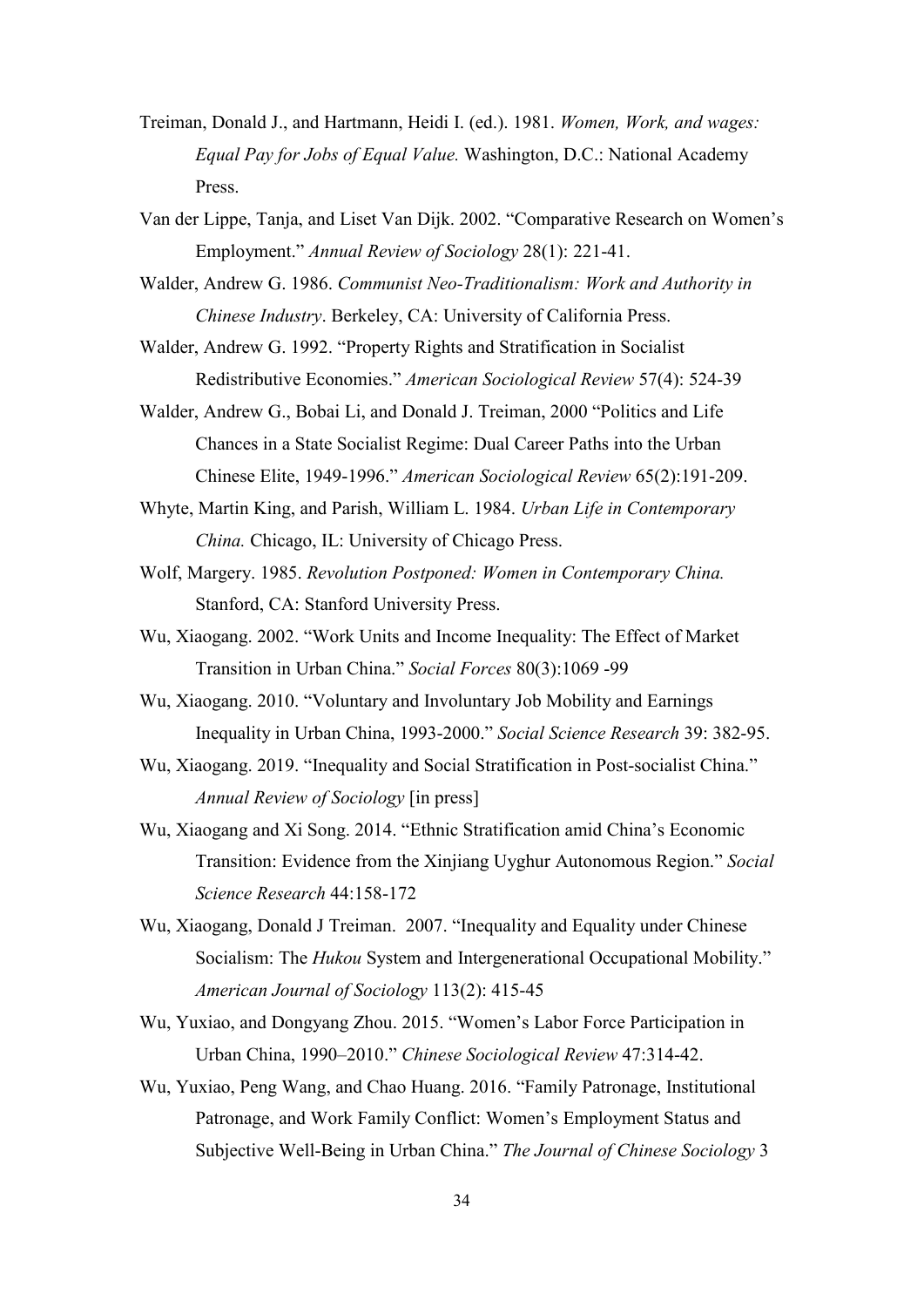Treiman, Donald J., and Hartmann, Heidi I. (ed.). 1981. *Women, Work, and wages: Equal Pay for Jobs of Equal Value.* Washington, D.C.: National Academy Press.

Van der Lippe, Tanja, and Liset Van Dijk. 2002. "Comparative Research on Women's Employment." *Annual Review of Sociology* 28(1): 221-41.

Walder, Andrew G. 1986. *Communist Neo-Traditionalism: Work and Authority in Chinese Industry*. Berkeley, CA: University of California Press.

Walder, Andrew G. 1992. "Property Rights and Stratification in Socialist Redistributive Economies." *American Sociological Review* 57(4): 524-39

Walder, Andrew G., Bobai Li, and Donald J. Treiman, 2000 "Politics and Life Chances in a State Socialist Regime: Dual Career Paths into the Urban Chinese Elite, 1949-1996." *American Sociological Review* 65(2):191-209.

Whyte, Martin King, and Parish, William L. 1984. *Urban Life in Contemporary China.* Chicago, IL: University of Chicago Press.

Wolf, Margery. 1985. *Revolution Postponed: Women in Contemporary China.* Stanford, CA: Stanford University Press.

Wu, Xiaogang. 2002. "Work Units and Income Inequality: The Effect of Market Transition in Urban China." *Social Forces* 80(3):1069 -99

Wu, Xiaogang. 2010. "Voluntary and Involuntary Job Mobility and Earnings Inequality in Urban China, 1993-2000." *Social Science Research* 39: 382-95.

Wu, Xiaogang. 2019. "Inequality and Social Stratification in Post-socialist China." *Annual Review of Sociology* [in press]

Wu, Xiaogang and Xi Song. 2014. "Ethnic Stratification amid China's Economic Transition: Evidence from the Xinjiang Uyghur Autonomous Region." *Social Science Research* 44:158-172

Wu, Xiaogang, Donald J Treiman. 2007. "Inequality and Equality under Chinese Socialism: The *Hukou* System and Intergenerational Occupational Mobility." *American Journal of Sociology* 113(2): 415-45

Wu, Yuxiao, and Dongyang Zhou. 2015. "Women's Labor Force Participation in Urban China, 1990–2010." *Chinese Sociological Review* 47:314-42.

Wu, Yuxiao, Peng Wang, and Chao Huang. 2016. "Family Patronage, Institutional Patronage, and Work Family Conflict: Women's Employment Status and Subjective Well-Being in Urban China." *The Journal of Chinese Sociology* 3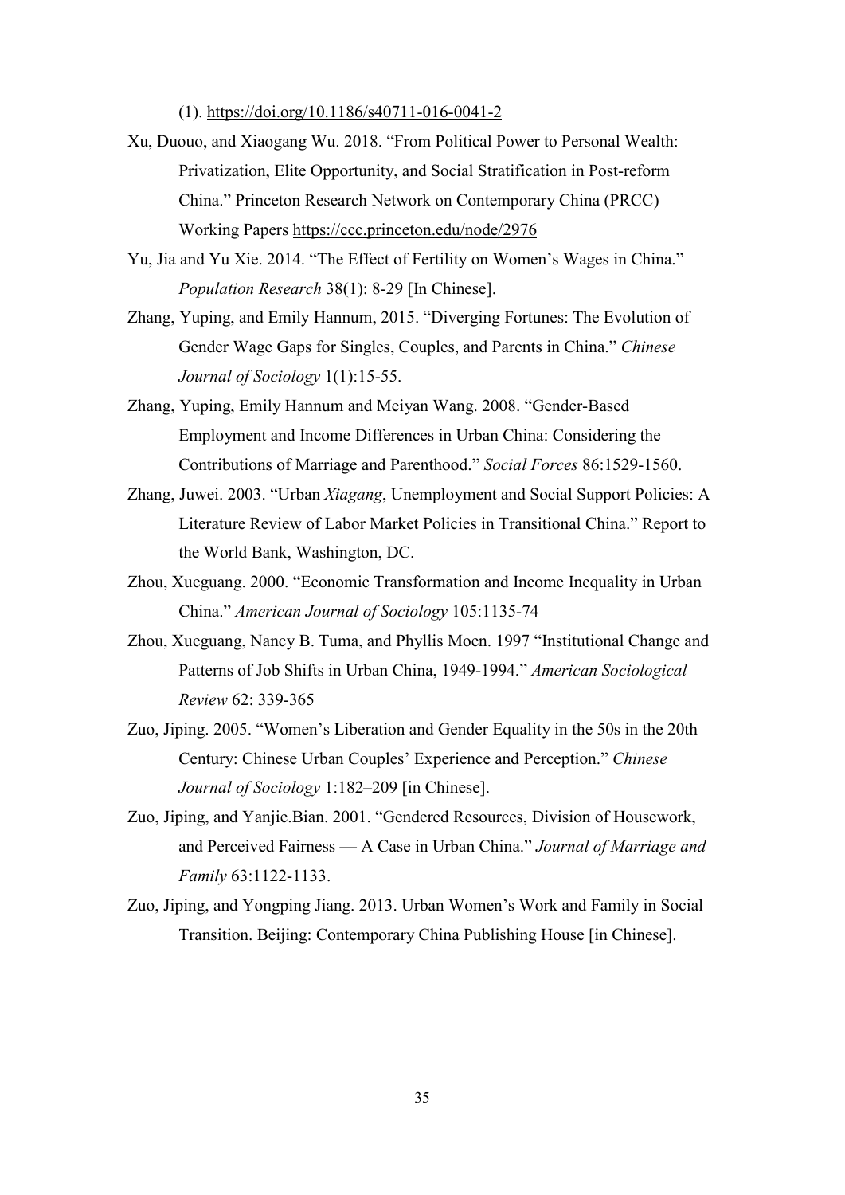(1). https://doi.org/10.1186/s40711-016-0041-2

Xu, Duouo, and Xiaogang Wu. 2018. "From Political Power to Personal Wealth: Privatization, Elite Opportunity, and Social Stratification in Post-reform China." Princeton Research Network on Contemporary China (PRCC) Working Papers https://ccc.princeton.edu/node/2976

Yu, Jia and Yu Xie. 2014. "The Effect of Fertility on Women's Wages in China." *Population Research* 38(1): 8-29 [In Chinese].

Zhang, Yuping, and Emily Hannum, 2015. "Diverging Fortunes: The Evolution of Gender Wage Gaps for Singles, Couples, and Parents in China." *Chinese Journal of Sociology* 1(1):15-55.

Zhang, Yuping, Emily Hannum and Meiyan Wang. 2008. "Gender-Based Employment and Income Differences in Urban China: Considering the Contributions of Marriage and Parenthood." *Social Forces* 86:1529-1560.

Zhang, Juwei. 2003. "Urban *Xiagang*, Unemployment and Social Support Policies: A Literature Review of Labor Market Policies in Transitional China." Report to the World Bank, Washington, DC.

Zhou, Xueguang. 2000. "Economic Transformation and Income Inequality in Urban China." *American Journal of Sociology* 105:1135-74

Zhou, Xueguang, Nancy B. Tuma, and Phyllis Moen. 1997 "Institutional Change and Patterns of Job Shifts in Urban China, 1949-1994." *American Sociological Review* 62: 339-365

Zuo, Jiping. 2005. "Women's Liberation and Gender Equality in the 50s in the 20th Century: Chinese Urban Couples' Experience and Perception." *Chinese Journal of Sociology* 1:182–209 [in Chinese].

Zuo, Jiping, and Yanjie.Bian. 2001. "Gendered Resources, Division of Housework, and Perceived Fairness — A Case in Urban China." *Journal of Marriage and Family* 63:1122-1133.

Zuo, Jiping, and Yongping Jiang. 2013. Urban Women's Work and Family in Social Transition. Beijing: Contemporary China Publishing House [in Chinese].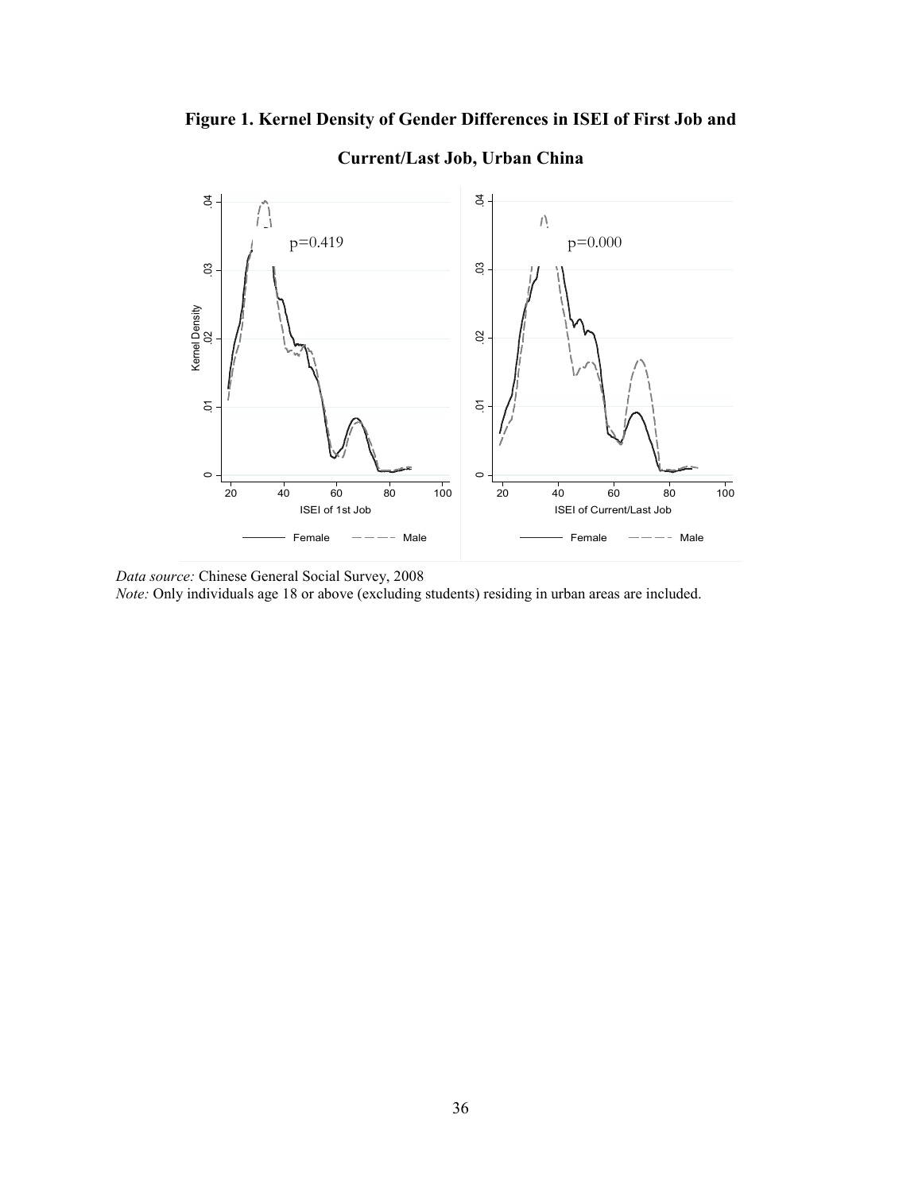**Figure 1. Kernel Density of Gender Differences in ISEI of First Job and Current/Last Job, Urban China**

*Data source:* Chinese General Social Survey, 2008

*Note:* Only individuals age 18 or above (excluding students) residing in urban areas are included.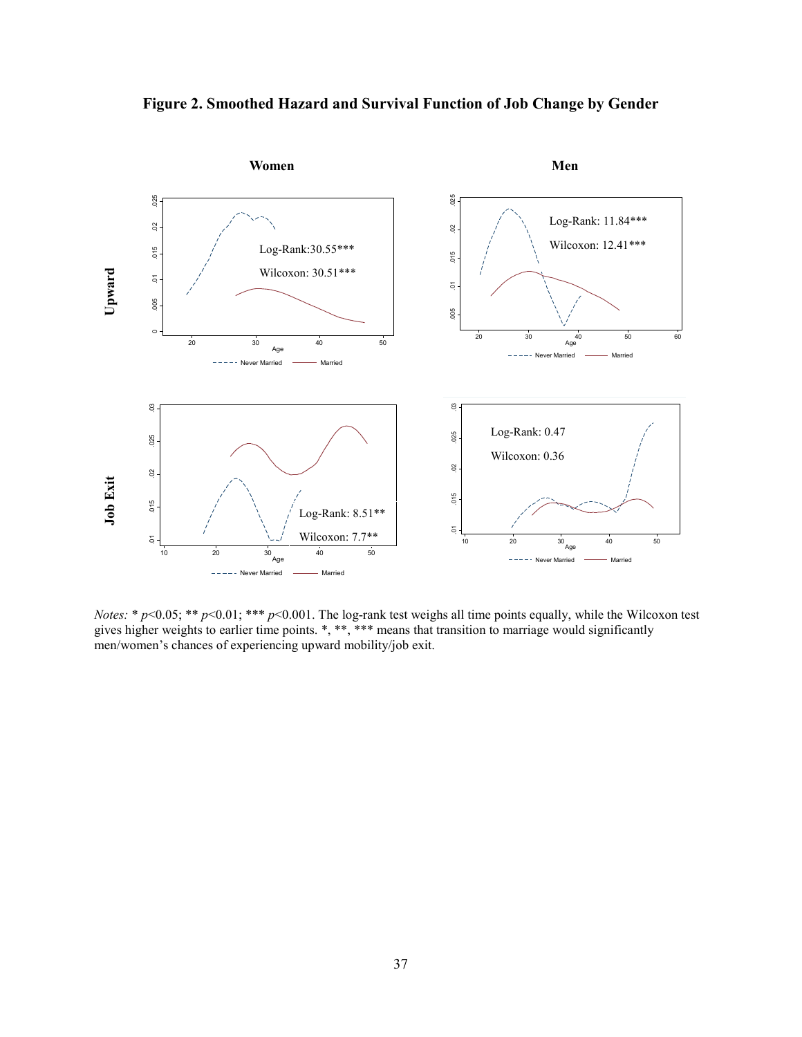**Figure 2. Smoothed Hazard and Survival Function of Job Change by Gender**

*Notes:* * $p<0.05$; ** $p<0.01$; *** $p<0.001$. The log-rank test weighs all time points equally, while the Wilcoxon test gives higher weights to earlier time points. *, **, *** means that transition to marriage would significantly men/women's chances of experiencing upward mobility/job exit.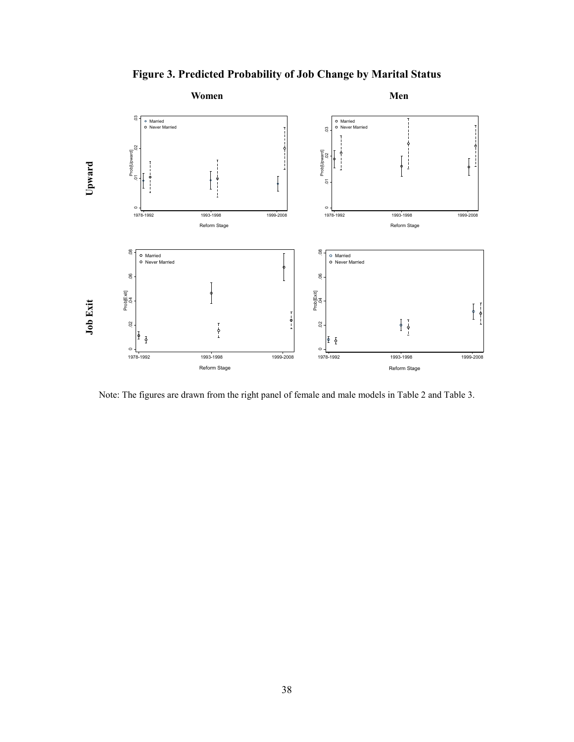**Figure 3. Predicted Probability of Job Change by Marital Status**

Note: The figures are drawn from the right panel of female and male models in Table 2 and Table 3.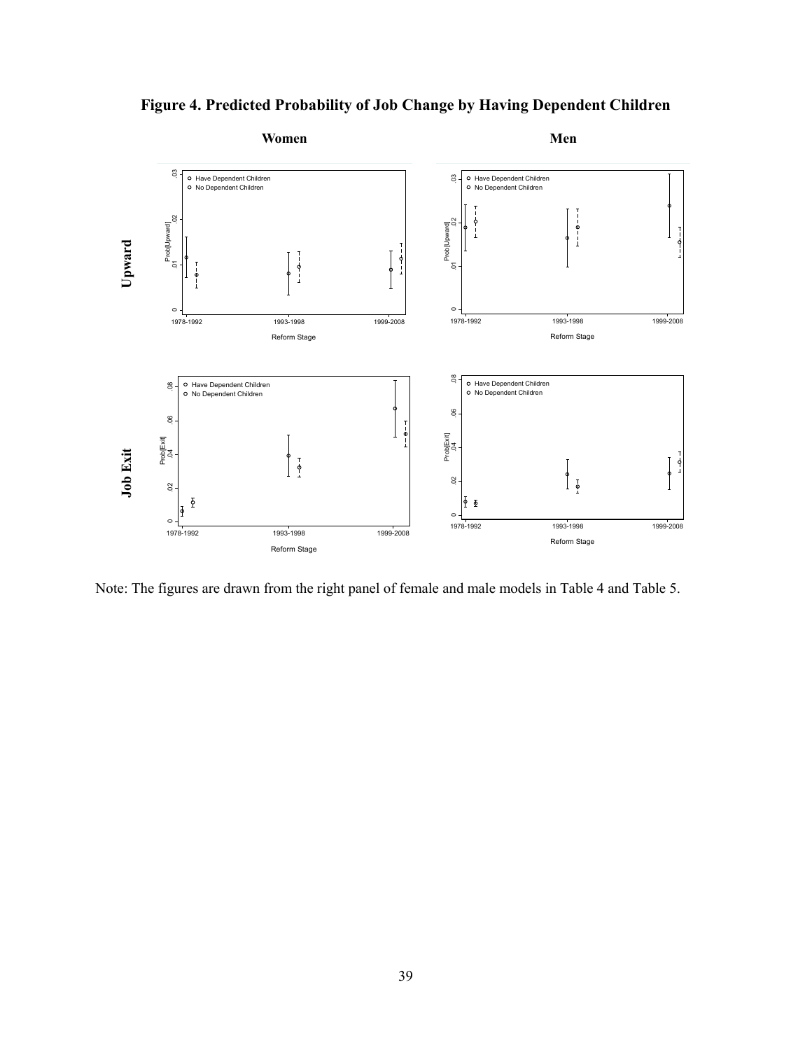**Figure 4. Predicted Probability of Job Change by Having Dependent Children**

Note: The figures are drawn from the right panel of female and male models in Table 4 and Table 5.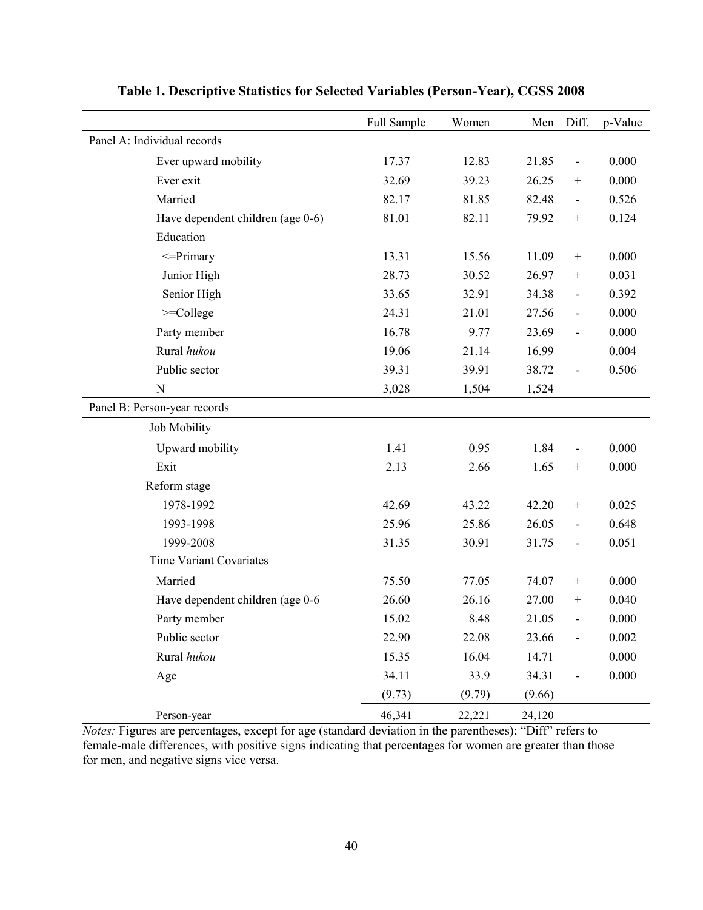**Table 1. Descriptive Statistics for Selected Variables (Person-Year), CGSS 2008**

| | Full Sample | Women | Men | Diff. | p-Value |
|---|---|---|---|---|---|
| Panel A: Individual records | | | | | |
| Ever upward mobility | 17.37 | 12.83 | 21.85 | - | 0.000 |
| Ever exit | 32.69 | 39.23 | 26.25 | + | 0.000 |
| Married | 82.17 | 81.85 | 82.48 | - | 0.526 |
| Have dependent children (age 0-6) | 81.01 | 82.11 | 79.92 | + | 0.124 |
| Education | | | | | |
| <=Primary | 13.31 | 15.56 | 11.09 | + | 0.000 |
| Junior High | 28.73 | 30.52 | 26.97 | + | 0.031 |
| Senior High | 33.65 | 32.91 | 34.38 | - | 0.392 |
| >=College | 24.31 | 21.01 | 27.56 | - | 0.000 |
| Party member | 16.78 | 9.77 | 23.69 | - | 0.000 |
| Rural *hukou* | 19.06 | 21.14 | 16.99 | | 0.004 |
| Public sector | 39.31 | 39.91 | 38.72 | - | 0.506 |
| N | 3,028 | 1,504 | 1,524 | | |
| Panel B: Person-year records | | | | | |
| Job Mobility | | | | | |
| Upward mobility | 1.41 | 0.95 | 1.84 | - | 0.000 |
| Exit | 2.13 | 2.66 | 1.65 | + | 0.000 |
| Reform stage | | | | | |
| 1978-1992 | 42.69 | 43.22 | 42.20 | + | 0.025 |
| 1993-1998 | 25.96 | 25.86 | 26.05 | - | 0.648 |
| 1999-2008 | 31.35 | 30.91 | 31.75 | - | 0.051 |
| Time Variant Covariates | | | | | |
| Married | 75.50 | 77.05 | 74.07 | + | 0.000 |
| Have dependent children (age 0-6 | 26.60 | 26.16 | 27.00 | + | 0.040 |
| Party member | 15.02 | 8.48 | 21.05 | - | 0.000 |
| Public sector | 22.90 | 22.08 | 23.66 | - | 0.002 |
| Rural *hukou* | 15.35 | 16.04 | 14.71 | | 0.000 |
| Age | 34.11 | 33.9 | 34.31 | - | 0.000 |
| | (9.73) | (9.79) | (9.66) | | |
| Person-year | 46,341 | 22,221 | 24,120 | | |

*Notes:* Figures are percentages, except for age (standard deviation in the parentheses); "Diff" refers to female-male differences, with positive signs indicating that percentages for women are greater than those for men, and negative signs vice versa.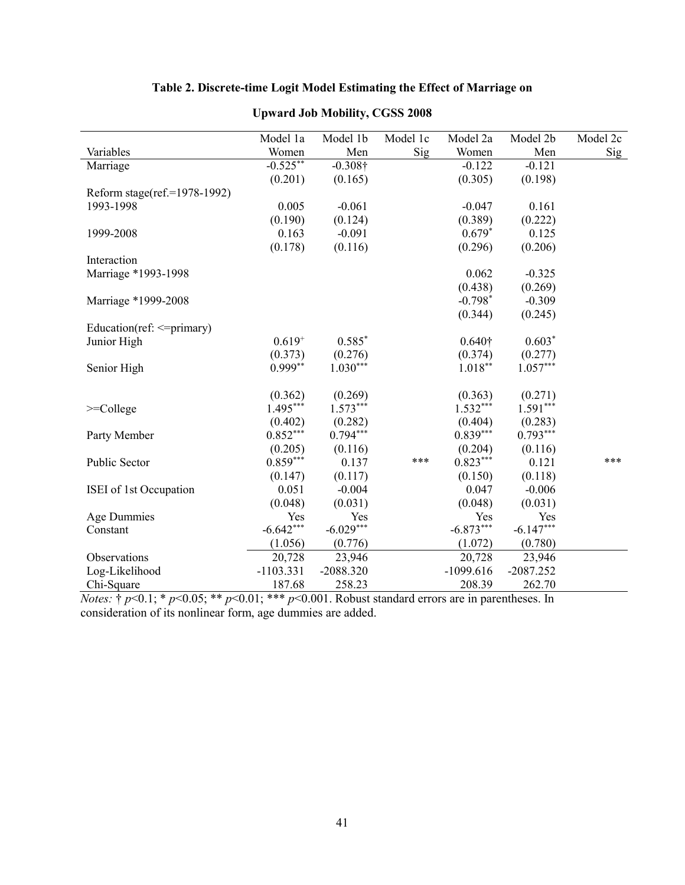**Table 2. Discrete-time Logit Model Estimating the Effect of Marriage on Upward Job Mobility, CGSS 2008**

| Variables | Model 1a Women | Model 1b Men | Model 1c Sig | Model 2a Women | Model 2b Men | Model 2c Sig |
|---|---|---|---|---|---|---|
| Marriage | -0.525** | -0.308† | | -0.122 | -0.121 | |
| | (0.201) | (0.165) | | (0.305) | (0.198) | |
| Reform stage(ref.=1978-1992) | | | | | | |
| 1993-1998 | 0.005 | -0.061 | | -0.047 | 0.161 | |
| | (0.190) | (0.124) | | (0.389) | (0.222) | |
| 1999-2008 | 0.163 | -0.091 | | 0.679* | 0.125 | |
| | (0.178) | (0.116) | | (0.296) | (0.206) | |
| Interaction | | | | | | |
| Marriage *1993-1998 | | | | 0.062 | -0.325 | |
| | | | | (0.438) | (0.269) | |
| Marriage *1999-2008 | | | | -0.798* | -0.309 | |
| | | | | (0.344) | (0.245) | |
| Education(ref: <=primary) | | | | | | |
| Junior High | 0.619+ | 0.585* | | 0.640† | 0.603* | |
| | (0.373) | (0.276) | | (0.374) | (0.277) | |
| Senior High | 0.999** | 1.030*** | | 1.018** | 1.057*** | |
| | (0.362) | (0.269) | | (0.363) | (0.271) | |
| >=College | 1.495*** | 1.573*** | | 1.532*** | 1.591*** | |
| | (0.402) | (0.282) | | (0.404) | (0.283) | |
| Party Member | 0.852*** | 0.794*** | | 0.839*** | 0.793*** | |
| | (0.205) | (0.116) | | (0.204) | (0.116) | |
| Public Sector | 0.859*** | 0.137 | *** | 0.823*** | 0.121 | *** |
| | (0.147) | (0.117) | | (0.150) | (0.118) | |
| ISEI of 1st Occupation | 0.051 | -0.004 | | 0.047 | -0.006 | |
| | (0.048) | (0.031) | | (0.048) | (0.031) | |
| Age Dummies | Yes | Yes | | Yes | Yes | |
| Constant | -6.642*** | -6.029*** | | -6.873*** | -6.147*** | |
| | (1.056) | (0.776) | | (1.072) | (0.780) | |
| Observations | 20,728 | 23,946 | | 20,728 | 23,946 | |
| Log-Likelihood | -1103.331 | -2088.320 | | -1099.616 | -2087.252 | |
| Chi-Square | 187.68 | 258.23 | | 208.39 | 262.70 | |

*Notes:* † $p<0.1$; * $p<0.05$; ** $p<0.01$; *** $p<0.001$. Robust standard errors are in parentheses. In consideration of its nonlinear form, age dummies are added.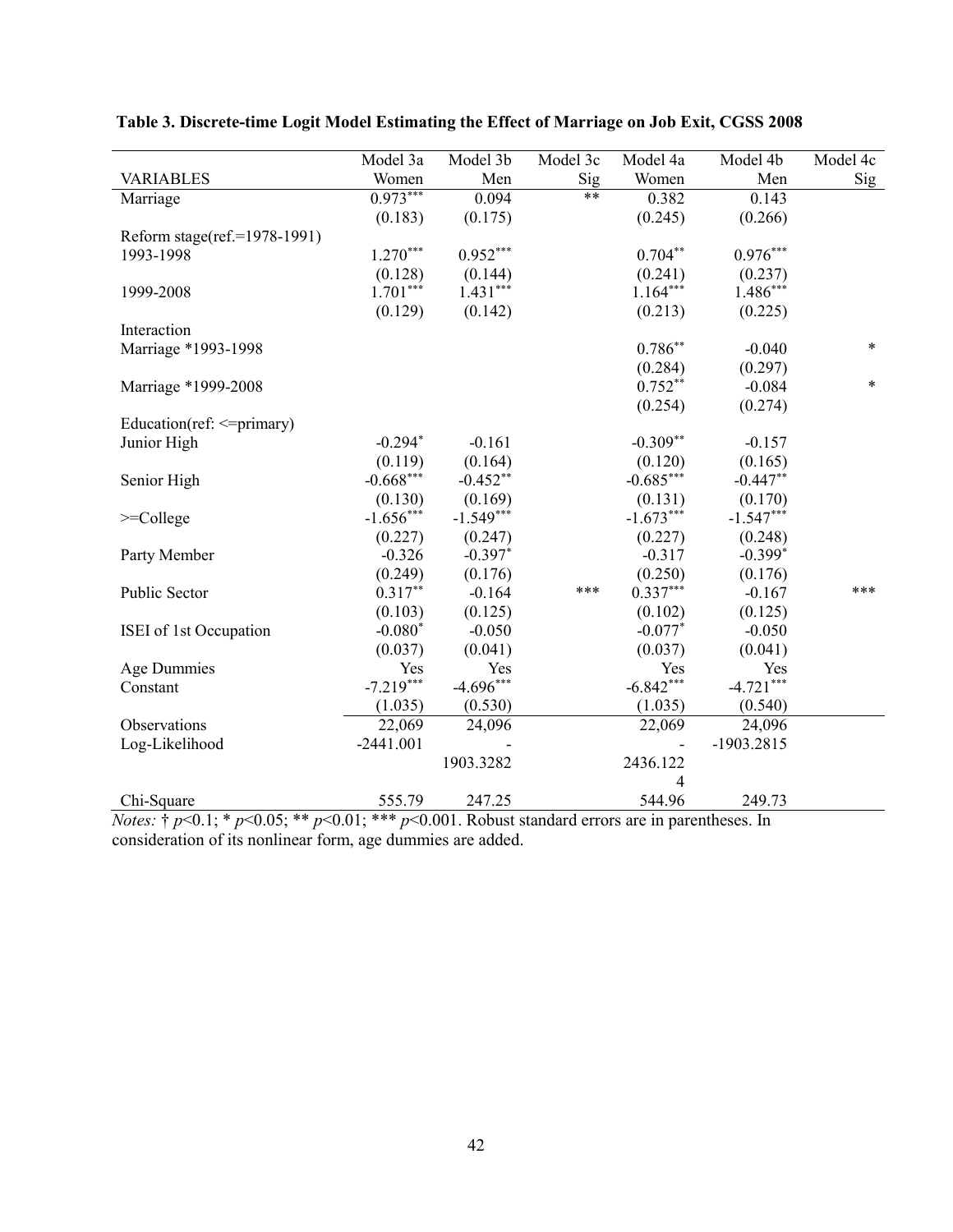**Table 3. Discrete-time Logit Model Estimating the Effect of Marriage on Job Exit, CGSS 2008**

| VARIABLES | Model 3a Women | Model 3b Men | Model 3c Sig | Model 4a Women | Model 4b Men | Model 4c Sig |
|---|---|---|---|---|---|---|
| Marriage | 0.973*** | 0.094 | ** | 0.382 | 0.143 | |
| | (0.183) | (0.175) | | (0.245) | (0.266) | |
| Reform stage(ref.=1978-1991) | | | | | | |
| 1993-1998 | 1.270*** | 0.952*** | | 0.704** | 0.976*** | |
| | (0.128) | (0.144) | | (0.241) | (0.237) | |
| 1999-2008 | 1.701*** | 1.431*** | | 1.164*** | 1.486*** | |
| | (0.129) | (0.142) | | (0.213) | (0.225) | |
| Interaction | | | | | | |
| Marriage *1993-1998 | | | | 0.786** | -0.040 | * |
| | | | | (0.284) | (0.297) | |
| Marriage *1999-2008 | | | | 0.752** | -0.084 | * |
| | | | | (0.254) | (0.274) | |
| Education(ref: <=primary) | | | | | | |
| Junior High | -0.294* | -0.161 | | -0.309** | -0.157 | |
| | (0.119) | (0.164) | | (0.120) | (0.165) | |
| Senior High | -0.668*** | -0.452** | | -0.685*** | -0.447** | |
| | (0.130) | (0.169) | | (0.131) | (0.170) | |
| >=College | -1.656*** | -1.549*** | | -1.673*** | -1.547*** | |
| | (0.227) | (0.247) | | (0.227) | (0.248) | |
| Party Member | -0.326 | -0.397* | | -0.317 | -0.399* | |
| | (0.249) | (0.176) | | (0.250) | (0.176) | |
| Public Sector | 0.317** | -0.164 | *** | 0.337*** | -0.167 | *** |
| | (0.103) | (0.125) | | (0.102) | (0.125) | |
| ISEI of 1st Occupation | -0.080* | -0.050 | | -0.077* | -0.050 | |
| | (0.037) | (0.041) | | (0.037) | (0.041) | |
| Age Dummies | Yes | Yes | | Yes | Yes | |
| Constant | -7.219*** | -4.696*** | | -6.842*** | -4.721*** | |
| | (1.035) | (0.530) | | (1.035) | (0.540) | |
| Observations | 22,069 | 24,096 | | 22,069 | 24,096 | |
| Log-Likelihood | -2441.001 | -1903.3282 | | -2436.1224 | -1903.2815 | |
| Chi-Square | 555.79 | 247.25 | | 544.96 | 249.73 | |

*Notes:* † $p<0.1$; * $p<0.05$; ** $p<0.01$; *** $p<0.001$. Robust standard errors are in parentheses. In consideration of its nonlinear form, age dummies are added.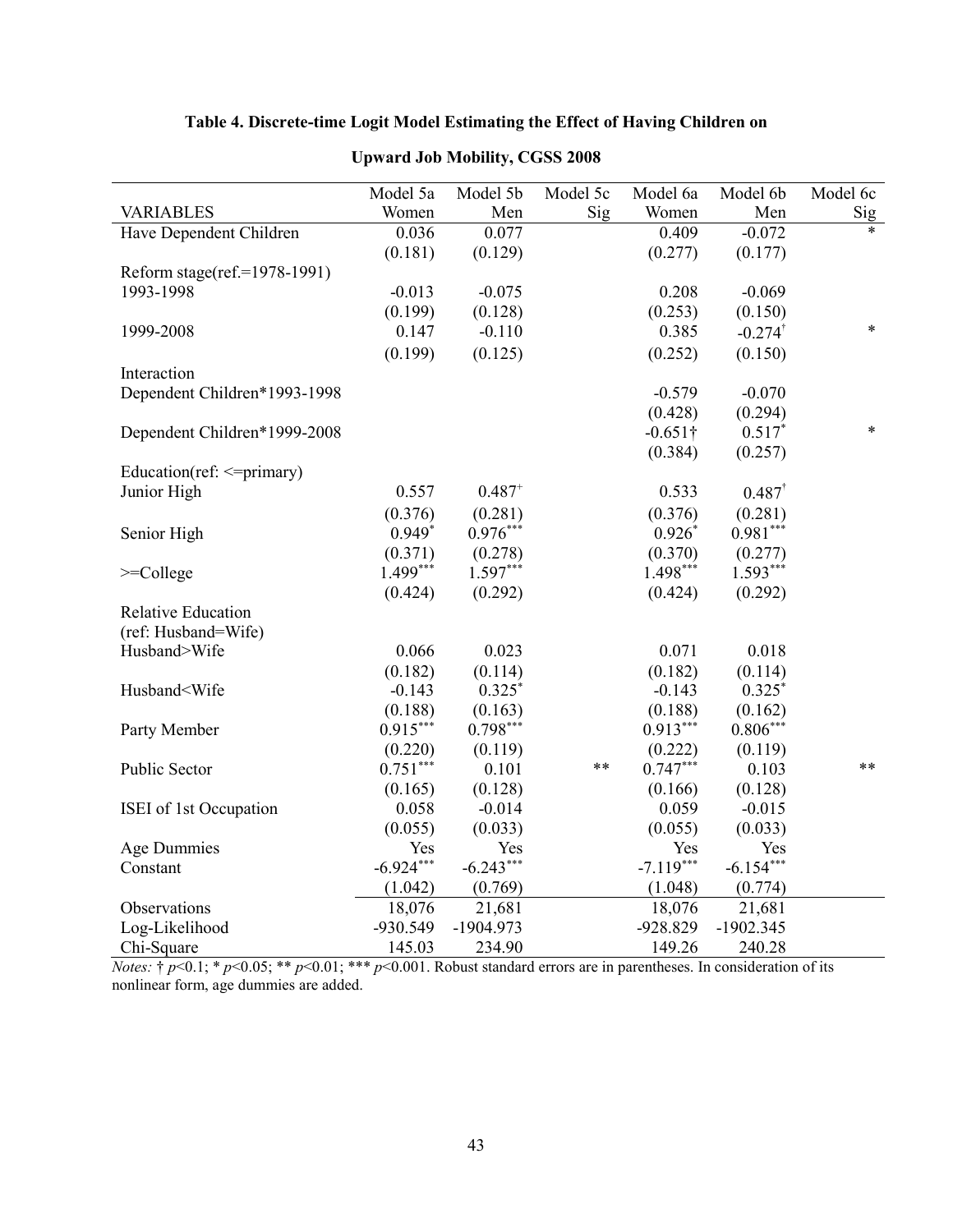**Table 4. Discrete-time Logit Model Estimating the Effect of Having Children on Upward Job Mobility, CGSS 2008**

| VARIABLES | Model 5a Women | Model 5b Men | Model 5c Sig | Model 6a Women | Model 6b Men | Model 6c Sig |
|---|---|---|---|---|---|---|
| Have Dependent Children | 0.036 | 0.077 | | 0.409 | -0.072 | * |
| | (0.181) | (0.129) | | (0.277) | (0.177) | |
| Reform stage(ref.=1978-1991) | | | | | | |
| 1993-1998 | -0.013 | -0.075 | | 0.208 | -0.069 | |
| | (0.199) | (0.128) | | (0.253) | (0.150) | |
| 1999-2008 | 0.147 | -0.110 | | 0.385 | -0.274† | * |
| | (0.199) | (0.125) | | (0.252) | (0.150) | |
| Interaction | | | | | | |
| Dependent Children*1993-1998 | | | | -0.579 | -0.070 | |
| | | | | (0.428) | (0.294) | |
| Dependent Children*1999-2008 | | | | -0.651† | 0.517* | * |
| | | | | (0.384) | (0.257) | |
| Education(ref: <=primary) | | | | | | |
| Junior High | 0.557 | 0.487+ | | 0.533 | 0.487† | |
| | (0.376) | (0.281) | | (0.376) | (0.281) | |
| Senior High | 0.949* | 0.976*** | | 0.926* | 0.981*** | |
| | (0.371) | (0.278) | | (0.370) | (0.277) | |
| >=College | 1.499*** | 1.597*** | | 1.498*** | 1.593*** | |
| | (0.424) | (0.292) | | (0.424) | (0.292) | |
| Relative Education (ref: Husband=Wife) | | | | | | |
| Husband>Wife | 0.066 | 0.023 | | 0.071 | 0.018 | |
| | (0.182) | (0.114) | | (0.182) | (0.114) | |
| Husband<Wife | -0.143 | 0.325* | | -0.143 | 0.325* | |
| | (0.188) | (0.163) | | (0.188) | (0.162) | |
| Party Member | 0.915*** | 0.798*** | | 0.913*** | 0.806*** | |
| | (0.220) | (0.119) | | (0.222) | (0.119) | |
| Public Sector | 0.751*** | 0.101 | ** | 0.747*** | 0.103 | ** |
| | (0.165) | (0.128) | | (0.166) | (0.128) | |
| ISEI of 1st Occupation | 0.058 | -0.014 | | 0.059 | -0.015 | |
| | (0.055) | (0.033) | | (0.055) | (0.033) | |
| Age Dummies | Yes | Yes | | Yes | Yes | |
| Constant | -6.924*** | -6.243*** | | -7.119*** | -6.154*** | |
| | (1.042) | (0.769) | | (1.048) | (0.774) | |
| Observations | 18,076 | 21,681 | | 18,076 | 21,681 | |
| Log-Likelihood | -930.549 | -1904.973 | | -928.829 | -1902.345 | |
| Chi-Square | 145.03 | 234.90 | | 149.26 | 240.28 | |

*Notes:* † $p<0.1$; * $p<0.05$; ** $p<0.01$; *** $p<0.001$. Robust standard errors are in parentheses. In consideration of its nonlinear form, age dummies are added.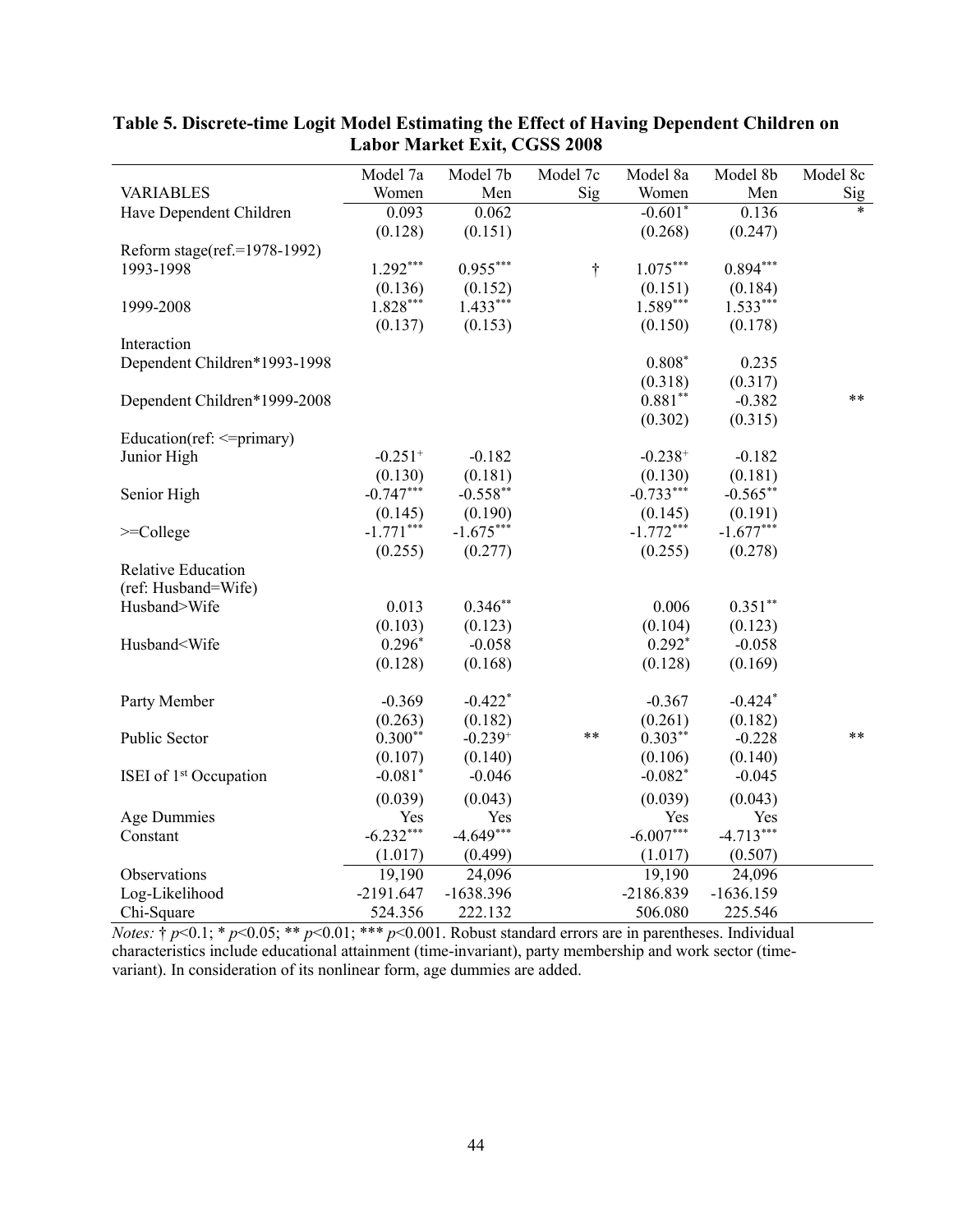**Table 5. Discrete-time Logit Model Estimating the Effect of Having Dependent Children on Labor Market Exit, CGSS 2008**

| VARIABLES | Model 7a Women | Model 7b Men | Model 7c Sig | Model 8a Women | Model 8b Men | Model 8c Sig |
|---|---|---|---|---|---|---|
| Have Dependent Children | 0.093 | 0.062 | | -0.601* | 0.136 | * |
| | (0.128) | (0.151) | | (0.268) | (0.247) | |
| Reform stage(ref.=1978-1992) | | | | | | |
| 1993-1998 | 1.292*** | 0.955*** | † | 1.075*** | 0.894*** | |
| | (0.136) | (0.152) | | (0.151) | (0.184) | |
| 1999-2008 | 1.828*** | 1.433*** | | 1.589*** | 1.533*** | |
| | (0.137) | (0.153) | | (0.150) | (0.178) | |
| Interaction | | | | | | |
| Dependent Children*1993-1998 | | | | 0.808* | 0.235 | |
| | | | | (0.318) | (0.317) | |
| Dependent Children*1999-2008 | | | | 0.881** | -0.382 | ** |
| | | | | (0.302) | (0.315) | |
| Education(ref: <=primary) | | | | | | |
| Junior High | -0.251+ | -0.182 | | -0.238+ | -0.182 | |
| | (0.130) | (0.181) | | (0.130) | (0.181) | |
| Senior High | -0.747*** | -0.558** | | -0.733*** | -0.565** | |
| | (0.145) | (0.190) | | (0.145) | (0.191) | |
| >=College | -1.771*** | -1.675*** | | -1.772*** | -1.677*** | |
| | (0.255) | (0.277) | | (0.255) | (0.278) | |
| Relative Education (ref: Husband=Wife) | | | | | | |
| Husband>Wife | 0.013 | 0.346** | | 0.006 | 0.351** | |
| | (0.103) | (0.123) | | (0.104) | (0.123) | |
| Husband<Wife | 0.296* | -0.058 | | 0.292* | -0.058 | |
| | (0.128) | (0.168) | | (0.128) | (0.169) | |
| Party Member | -0.369 | -0.422* | | -0.367 | -0.424* | |
| | (0.263) | (0.182) | | (0.261) | (0.182) | |
| Public Sector | 0.300** | -0.239+ | ** | 0.303** | -0.228 | ** |
| | (0.107) | (0.140) | | (0.106) | (0.140) | |
| ISEI of 1st Occupation | -0.081* | -0.046 | | -0.082* | -0.045 | |
| | (0.039) | (0.043) | | (0.039) | (0.043) | |
| Age Dummies | Yes | Yes | | Yes | Yes | |
| Constant | -6.232*** | -4.649*** | | -6.007*** | -4.713*** | |
| | (1.017) | (0.499) | | (1.017) | (0.507) | |
| Observations | 19,190 | 24,096 | | 19,190 | 24,096 | |
| Log-Likelihood | -2191.647 | -1638.396 | | -2186.839 | -1636.159 | |
| Chi-Square | 524.356 | 222.132 | | 506.080 | 225.546 | |

*Notes:* † $p<0.1$; * $p<0.05$; ** $p<0.01$; *** $p<0.001$. Robust standard errors are in parentheses. Individual characteristics include educational attainment (time-invariant), party membership and work sector (time-variant). In consideration of its nonlinear form, age dummies are added.